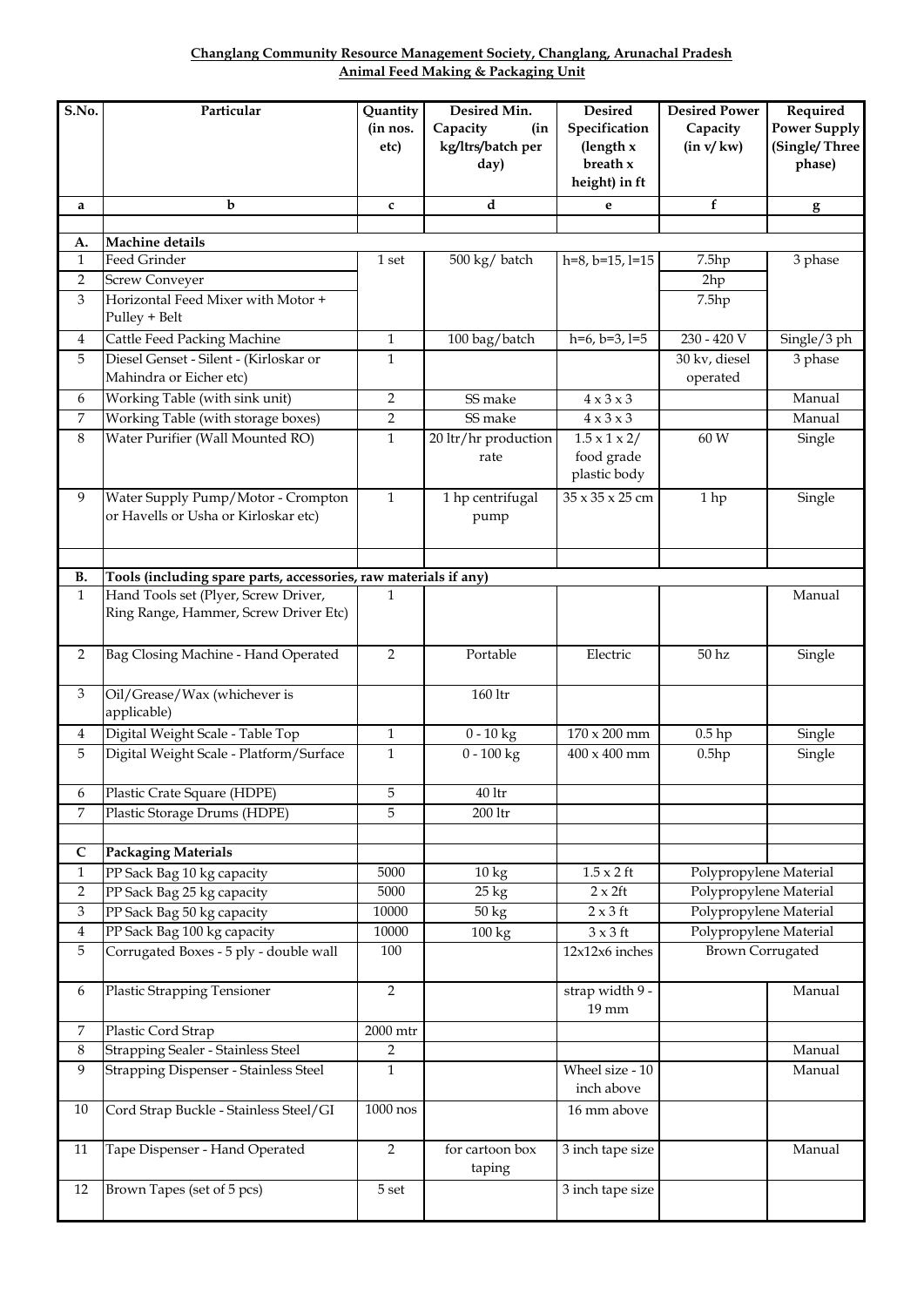**Changlang Community Resource Management Society, Changlang, Arunachal Pradesh**
**Animal Feed Making & Packaging Unit**

| S.No. | Particular | Quantity (in nos. etc) | Desired Min. Capacity (in kg/ltrs/batch per day) | Desired Specification (length x breath x height) in ft | Desired Power Capacity (in v/ kw) | Required Power Supply (Single/ Three phase) |
|---|---|---|---|---|---|---|
| a | b | c | d | e | f | g |
| | | | | | | |
| **A.** | **Machine details** | | | | | |
| 1 | Feed Grinder | 1 set | 500 kg/ batch | h=8, b=15, l=15 | 7.5hp | 3 phase |
| 2 | Screw Conveyer | | | | 2hp | |
| 3 | Horizontal Feed Mixer with Motor + Pulley + Belt | | | | 7.5hp | |
| 4 | Cattle Feed Packing Machine | 1 | 100 bag/batch | h=6, b=3, l=5 | 230 - 420 V | Single/3 ph |
| 5 | Diesel Genset - Silent - (Kirloskar or Mahindra or Eicher etc) | 1 | | | 30 kv, diesel operated | 3 phase |
| 6 | Working Table (with sink unit) | 2 | SS make | 4 x 3 x 3 | | Manual |
| 7 | Working Table (with storage boxes) | 2 | SS make | 4 x 3 x 3 | | Manual |
| 8 | Water Purifier (Wall Mounted RO) | 1 | 20 ltr/hr production rate | 1.5 x 1 x 2/ food grade plastic body | 60 W | Single |
| 9 | Water Supply Pump/Motor - Crompton or Havells or Usha or Kirloskar etc) | 1 | 1 hp centrifugal pump | 35 x 35 x 25 cm | 1 hp | Single |
| | | | | | | |
| **B.** | **Tools (including spare parts, accessories, raw materials if any)** | | | | | |
| 1 | Hand Tools set (Plyer, Screw Driver, Ring Range, Hammer, Screw Driver Etc) | 1 | | | | Manual |
| 2 | Bag Closing Machine - Hand Operated | 2 | Portable | Electric | 50 hz | Single |
| 3 | Oil/Grease/Wax (whichever is applicable) | | 160 ltr | | | |
| 4 | Digital Weight Scale - Table Top | 1 | 0 - 10 kg | 170 x 200 mm | 0.5 hp | Single |
| 5 | Digital Weight Scale - Platform/Surface | 1 | 0 - 100 kg | 400 x 400 mm | 0.5hp | Single |
| 6 | Plastic Crate Square (HDPE) | 5 | 40 ltr | | | |
| 7 | Plastic Storage Drums (HDPE) | 5 | 200 ltr | | | |
| | | | | | | |
| **C** | **Packaging Materials** | | | | | |
| 1 | PP Sack Bag 10 kg capacity | 5000 | 10 kg | 1.5 x 2 ft | Polypropylene Material | |
| 2 | PP Sack Bag 25 kg capacity | 5000 | 25 kg | 2 x 2ft | Polypropylene Material | |
| 3 | PP Sack Bag 50 kg capacity | 10000 | 50 kg | 2 x 3 ft | Polypropylene Material | |
| 4 | PP Sack Bag 100 kg capacity | 10000 | 100 kg | 3 x 3 ft | Polypropylene Material | |
| 5 | Corrugated Boxes - 5 ply - double wall | 100 | | 12x12x6 inches | Brown Corrugated | |
| 6 | Plastic Strapping Tensioner | 2 | | strap width 9 - 19 mm | | Manual |
| 7 | Plastic Cord Strap | 2000 mtr | | | | |
| 8 | Strapping Sealer - Stainless Steel | 2 | | | | Manual |
| 9 | Strapping Dispenser - Stainless Steel | 1 | | Wheel size - 10 inch above | | Manual |
| 10 | Cord Strap Buckle - Stainless Steel/GI | 1000 nos | | 16 mm above | | |
| 11 | Tape Dispenser - Hand Operated | 2 | for cartoon box taping | 3 inch tape size | | Manual |
| 12 | Brown Tapes (set of 5 pcs) | 5 set | | 3 inch tape size | | |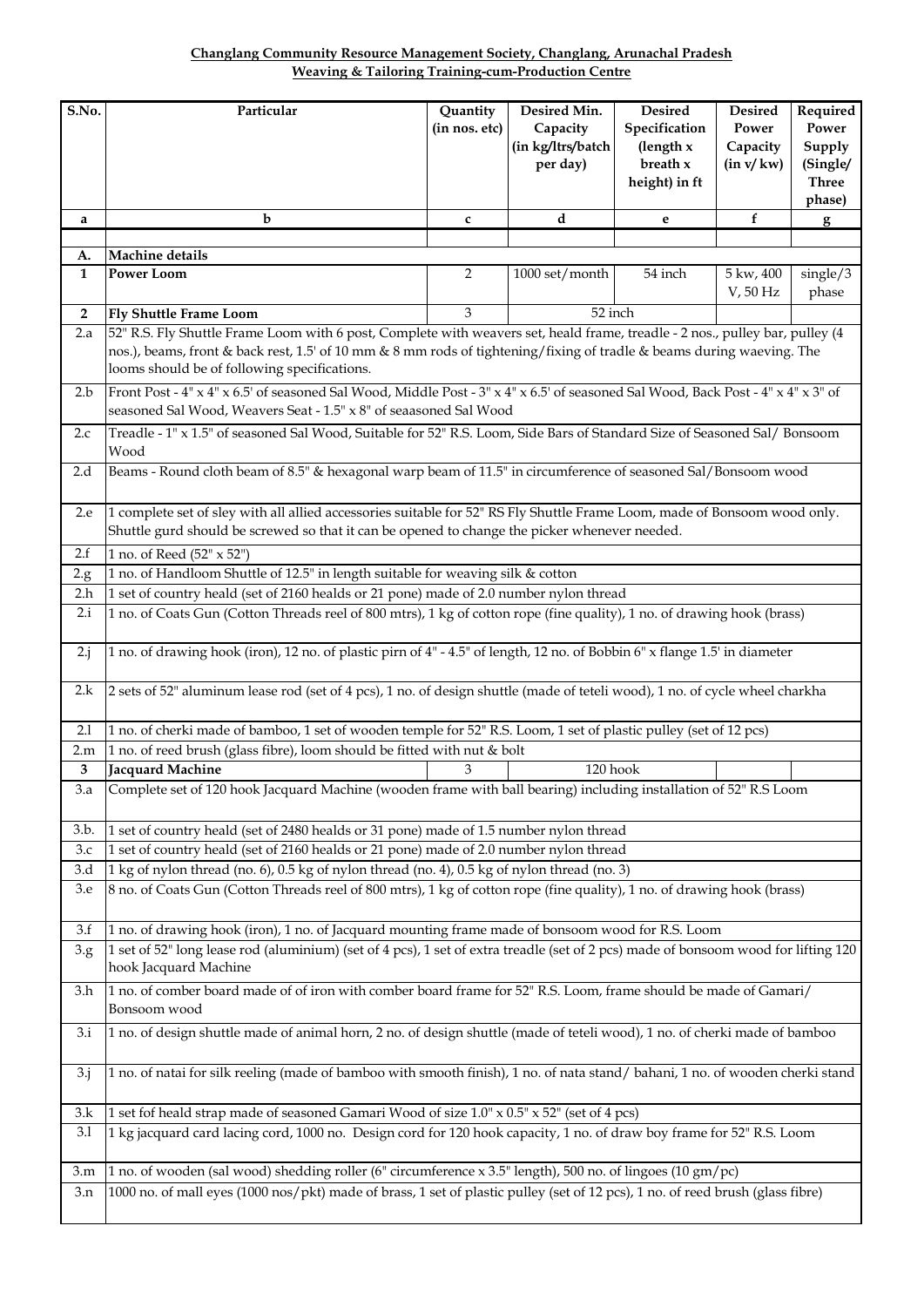**Changlang Community Resource Management Society, Changlang, Arunachal Pradesh**
**Weaving & Tailoring Training-cum-Production Centre**

| S.No. | Particular | Quantity (in nos. etc) | Desired Min. Capacity (in kg/ltrs/batch per day) | Desired Specification (length x breath x height) in ft | Desired Power Capacity (in v/ kw) | Required Power Supply (Single/ Three phase) |
|---|---|---|---|---|---|---|
| a | b | c | d | e | f | g |
| | | | | | | |
| A. | **Machine details** | | | | | |
| 1 | **Power Loom** | 2 | 1000 set/month | 54 inch | 5 kw, 400 V, 50 Hz | single/3 phase |
| 2 | **Fly Shuttle Frame Loom** | 3 | 52 inch | | | |
| 2.a | 52" R.S. Fly Shuttle Frame Loom with 6 post, Complete with weavers set, heald frame, treadle - 2 nos., pulley bar, pulley (4 nos.), beams, front & back rest, 1.5' of 10 mm & 8 mm rods of tightening/fixing of tradle & beams during waeving. The looms should be of following specifications. | | | | | |
| 2.b | Front Post - 4" x 4" x 6.5' of seasoned Sal Wood, Middle Post - 3" x 4" x 6.5' of seasoned Sal Wood, Back Post - 4" x 4" x 3" of seasoned Sal Wood, Weavers Seat - 1.5" x 8" of seaasoned Sal Wood | | | | | |
| 2.c | Treadle - 1" x 1.5" of seasoned Sal Wood, Suitable for 52" R.S. Loom, Side Bars of Standard Size of Seasoned Sal/ Bonsoom Wood | | | | | |
| 2.d | Beams - Round cloth beam of 8.5" & hexagonal warp beam of 11.5" in circumference of seasoned Sal/Bonsoom wood | | | | | |
| 2.e | 1 complete set of sley with all allied accessories suitable for 52" RS Fly Shuttle Frame Loom, made of Bonsoom wood only. Shuttle gurd should be screwed so that it can be opened to change the picker whenever needed. | | | | | |
| 2.f | 1 no. of Reed (52" x 52") | | | | | |
| 2.g | 1 no. of Handloom Shuttle of 12.5" in length suitable for weaving silk & cotton | | | | | |
| 2.h | 1 set of country heald (set of 2160 healds or 21 pone) made of 2.0 number nylon thread | | | | | |
| 2.i | 1 no. of Coats Gun (Cotton Threads reel of 800 mtrs), 1 kg of cotton rope (fine quality), 1 no. of drawing hook (brass) | | | | | |
| 2.j | 1 no. of drawing hook (iron), 12 no. of plastic pirn of 4" - 4.5" of length, 12 no. of Bobbin 6" x flange 1.5' in diameter | | | | | |
| 2.k | 2 sets of 52" aluminum lease rod (set of 4 pcs), 1 no. of design shuttle (made of teteli wood), 1 no. of cycle wheel charkha | | | | | |
| 2.l | 1 no. of cherki made of bamboo, 1 set of wooden temple for 52" R.S. Loom, 1 set of plastic pulley (set of 12 pcs) | | | | | |
| 2.m | 1 no. of reed brush (glass fibre), loom should be fitted with nut & bolt | | | | | |
| 3 | **Jacquard Machine** | 3 | 120 hook | | | |
| 3.a | Complete set of 120 hook Jacquard Machine (wooden frame with ball bearing) including installation of 52" R.S Loom | | | | | |
| 3.b. | 1 set of country heald (set of 2480 healds or 31 pone) made of 1.5 number nylon thread | | | | | |
| 3.c | 1 set of country heald (set of 2160 healds or 21 pone) made of 2.0 number nylon thread | | | | | |
| 3.d | 1 kg of nylon thread (no. 6), 0.5 kg of nylon thread (no. 4), 0.5 kg of nylon thread (no. 3) | | | | | |
| 3.e | 8 no. of Coats Gun (Cotton Threads reel of 800 mtrs), 1 kg of cotton rope (fine quality), 1 no. of drawing hook (brass) | | | | | |
| 3.f | 1 no. of drawing hook (iron), 1 no. of Jacquard mounting frame made of bonsoom wood for R.S. Loom | | | | | |
| 3.g | 1 set of 52" long lease rod (aluminium) (set of 4 pcs), 1 set of extra treadle (set of 2 pcs) made of bonsoom wood for lifting 120 hook Jacquard Machine | | | | | |
| 3.h | 1 no. of comber board made of of iron with comber board frame for 52" R.S. Loom, frame should be made of Gamari/ Bonsoom wood | | | | | |
| 3.i | 1 no. of design shuttle made of animal horn, 2 no. of design shuttle (made of teteli wood), 1 no. of cherki made of bamboo | | | | | |
| 3.j | 1 no. of natai for silk reeling (made of bamboo with smooth finish), 1 no. of nata stand/ bahani, 1 no. of wooden cherki stand | | | | | |
| 3.k | 1 set fof heald strap made of seasoned Gamari Wood of size 1.0" x 0.5" x 52" (set of 4 pcs) | | | | | |
| 3.l | 1 kg jacquard card lacing cord, 1000 no. Design cord for 120 hook capacity, 1 no. of draw boy frame for 52" R.S. Loom | | | | | |
| 3.m | 1 no. of wooden (sal wood) shedding roller (6" circumference x 3.5" length), 500 no. of lingoes (10 gm/pc) | | | | | |
| 3.n | 1000 no. of mall eyes (1000 nos/pkt) made of brass, 1 set of plastic pulley (set of 12 pcs), 1 no. of reed brush (glass fibre) | | | | | |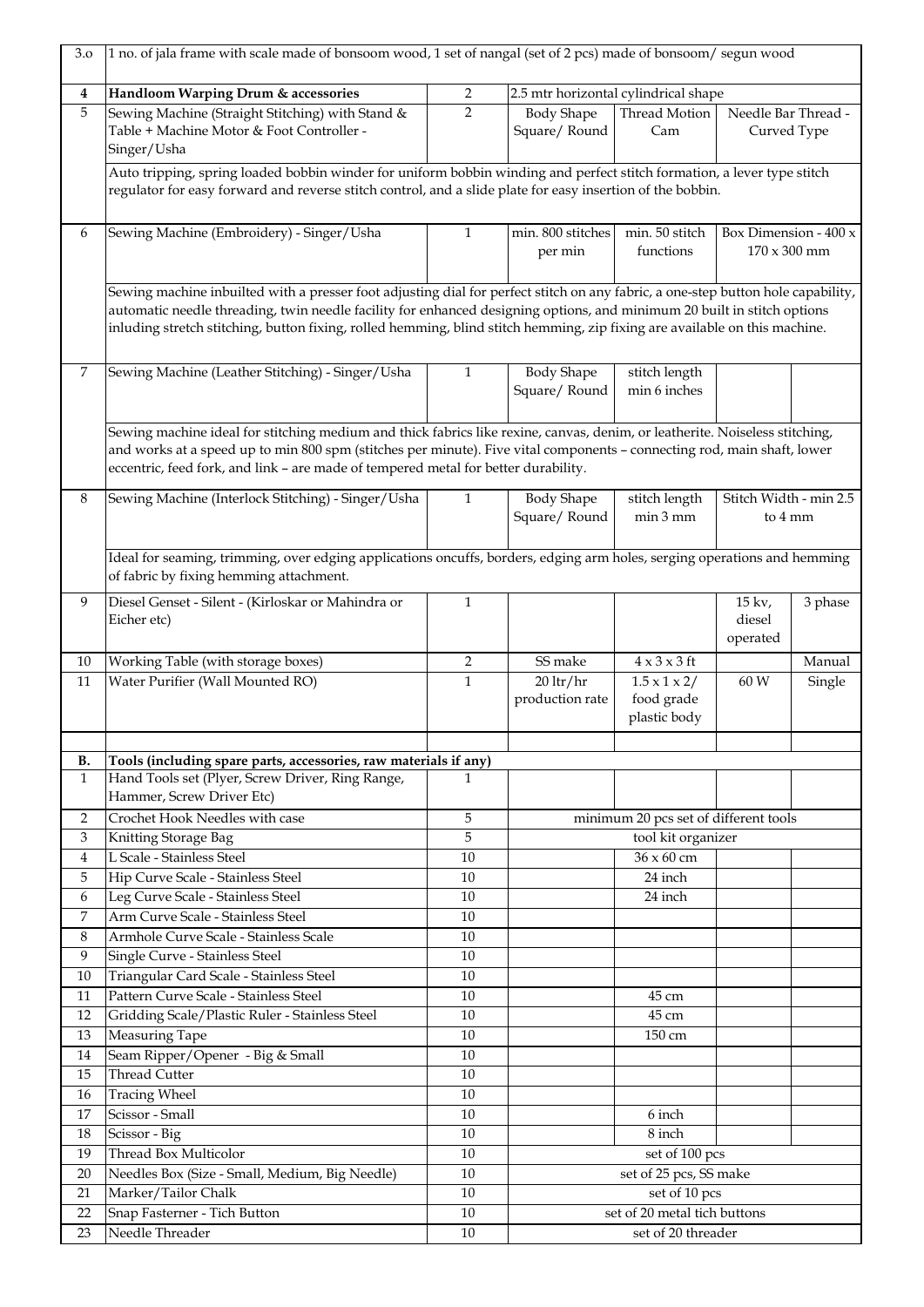| 3.o | 1 no. of jala frame with scale made of bonsoom wood, 1 set of nangal (set of 2 pcs) made of bonsoom/ segun wood | | | | | |
|---|---|---|---|---|---|---|
| **4** | **Handloom Warping Drum & accessories** | 2 | 2.5 mtr horizontal cylindrical shape | | | |
| 5 | Sewing Machine (Straight Stitching) with Stand & Table + Machine Motor & Foot Controller - Singer/Usha | 2 | Body Shape Square/ Round | Thread Motion Cam | Needle Bar Thread - Curved Type | |
| | Auto tripping, spring loaded bobbin winder for uniform bobbin winding and perfect stitch formation, a lever type stitch regulator for easy forward and reverse stitch control, and a slide plate for easy insertion of the bobbin. | | | | | |
| 6 | Sewing Machine (Embroidery) - Singer/Usha | 1 | min. 800 stitches per min | min. 50 stitch functions | Box Dimension - 400 x 170 x 300 mm | |
| | Sewing machine inbuilted with a presser foot adjusting dial for perfect stitch on any fabric, a one-step button hole capability, automatic needle threading, twin needle facility for enhanced designing options, and minimum 20 built in stitch options inluding stretch stitching, button fixing, rolled hemming, blind stitch hemming, zip fixing are available on this machine. | | | | | |
| 7 | Sewing Machine (Leather Stitching) - Singer/Usha | 1 | Body Shape Square/ Round | stitch length min 6 inches | | |
| | Sewing machine ideal for stitching medium and thick fabrics like rexine, canvas, denim, or leatherite. Noiseless stitching, and works at a speed up to min 800 spm (stitches per minute). Five vital components – connecting rod, main shaft, lower eccentric, feed fork, and link – are made of tempered metal for better durability. | | | | | |
| 8 | Sewing Machine (Interlock Stitching) - Singer/Usha | 1 | Body Shape Square/ Round | stitch length min 3 mm | Stitch Width - min 2.5 to 4 mm | |
| | Ideal for seaming, trimming, over edging applications oncuffs, borders, edging arm holes, serging operations and hemming of fabric by fixing hemming attachment. | | | | | |
| 9 | Diesel Genset - Silent - (Kirloskar or Mahindra or Eicher etc) | 1 | | | 15 kv, diesel operated | 3 phase |
| 10 | Working Table (with storage boxes) | 2 | SS make | 4 x 3 x 3 ft | | Manual |
| 11 | Water Purifier (Wall Mounted RO) | 1 | 20 ltr/hr production rate | 1.5 x 1 x 2/ food grade plastic body | 60 W | Single |
| | | | | | | |
| **B.** | **Tools (including spare parts, accessories, raw materials if any)** | | | | | |
| 1 | Hand Tools set (Plyer, Screw Driver, Ring Range, Hammer, Screw Driver Etc) | 1 | | | | |
| 2 | Crochet Hook Needles with case | 5 | minimum 20 pcs set of different tools | | | |
| 3 | Knitting Storage Bag | 5 | tool kit organizer | | | |
| 4 | L Scale - Stainless Steel | 10 | | 36 x 60 cm | | |
| 5 | Hip Curve Scale - Stainless Steel | 10 | | 24 inch | | |
| 6 | Leg Curve Scale - Stainless Steel | 10 | | 24 inch | | |
| 7 | Arm Curve Scale - Stainless Steel | 10 | | | | |
| 8 | Armhole Curve Scale - Stainless Scale | 10 | | | | |
| 9 | Single Curve - Stainless Steel | 10 | | | | |
| 10 | Triangular Card Scale - Stainless Steel | 10 | | | | |
| 11 | Pattern Curve Scale - Stainless Steel | 10 | | 45 cm | | |
| 12 | Gridding Scale/Plastic Ruler - Stainless Steel | 10 | | 45 cm | | |
| 13 | Measuring Tape | 10 | | 150 cm | | |
| 14 | Seam Ripper/Opener - Big & Small | 10 | | | | |
| 15 | Thread Cutter | 10 | | | | |
| 16 | Tracing Wheel | 10 | | | | |
| 17 | Scissor - Small | 10 | | 6 inch | | |
| 18 | Scissor - Big | 10 | | 8 inch | | |
| 19 | Thread Box Multicolor | 10 | set of 100 pcs | | | |
| 20 | Needles Box (Size - Small, Medium, Big Needle) | 10 | set of 25 pcs, SS make | | | |
| 21 | Marker/Tailor Chalk | 10 | set of 10 pcs | | | |
| 22 | Snap Fasterner - Tich Button | 10 | set of 20 metal tich buttons | | | |
| 23 | Needle Threader | 10 | set of 20 threader | | | |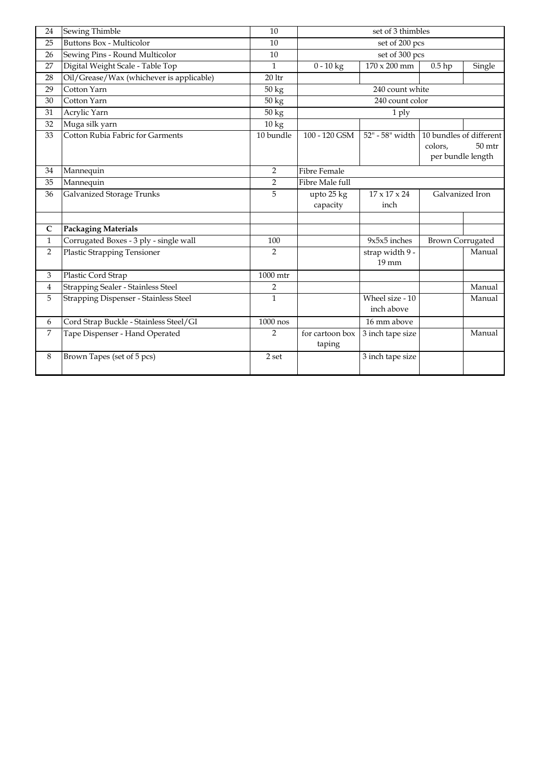| 24 | Sewing Thimble | 10 | set of 3 thimbles | | | |
|---|---|---|---|---|---|---|
| 25 | Buttons Box - Multicolor | 10 | set of 200 pcs | | | |
| 26 | Sewing Pins - Round Multicolor | 10 | set of 300 pcs | | | |
| 27 | Digital Weight Scale - Table Top | 1 | 0 - 10 kg | 170 x 200 mm | 0.5 hp | Single |
| 28 | Oil/Grease/Wax (whichever is applicable) | 20 ltr | | | | |
| 29 | Cotton Yarn | 50 kg | 240 count white | | | |
| 30 | Cotton Yarn | 50 kg | 240 count color | | | |
| 31 | Acrylic Yarn | 50 kg | 1 ply | | | |
| 32 | Muga silk yarn | 10 kg | | | | |
| 33 | Cotton Rubia Fabric for Garments | 10 bundle | 100 - 120 GSM | 52" - 58" width | 10 bundles of different colors, 50 mtr per bundle length | |
| 34 | Mannequin | 2 | Fibre Female | | | |
| 35 | Mannequin | 2 | Fibre Male full | | | |
| 36 | Galvanized Storage Trunks | 5 | upto 25 kg capacity | 17 x 17 x 24 inch | Galvanized Iron | |
| | | | | | | |
| **C** | **Packaging Materials** | | | | | |
| 1 | Corrugated Boxes - 3 ply - single wall | 100 | | 9x5x5 inches | Brown Corrugated | |
| 2 | Plastic Strapping Tensioner | 2 | | strap width 9 - 19 mm | | Manual |
| 3 | Plastic Cord Strap | 1000 mtr | | | | |
| 4 | Strapping Sealer - Stainless Steel | 2 | | | | Manual |
| 5 | Strapping Dispenser - Stainless Steel | 1 | | Wheel size - 10 inch above | | Manual |
| 6 | Cord Strap Buckle - Stainless Steel/GI | 1000 nos | | 16 mm above | | |
| 7 | Tape Dispenser - Hand Operated | 2 | for cartoon box taping | 3 inch tape size | | Manual |
| 8 | Brown Tapes (set of 5 pcs) | 2 set | | 3 inch tape size | | |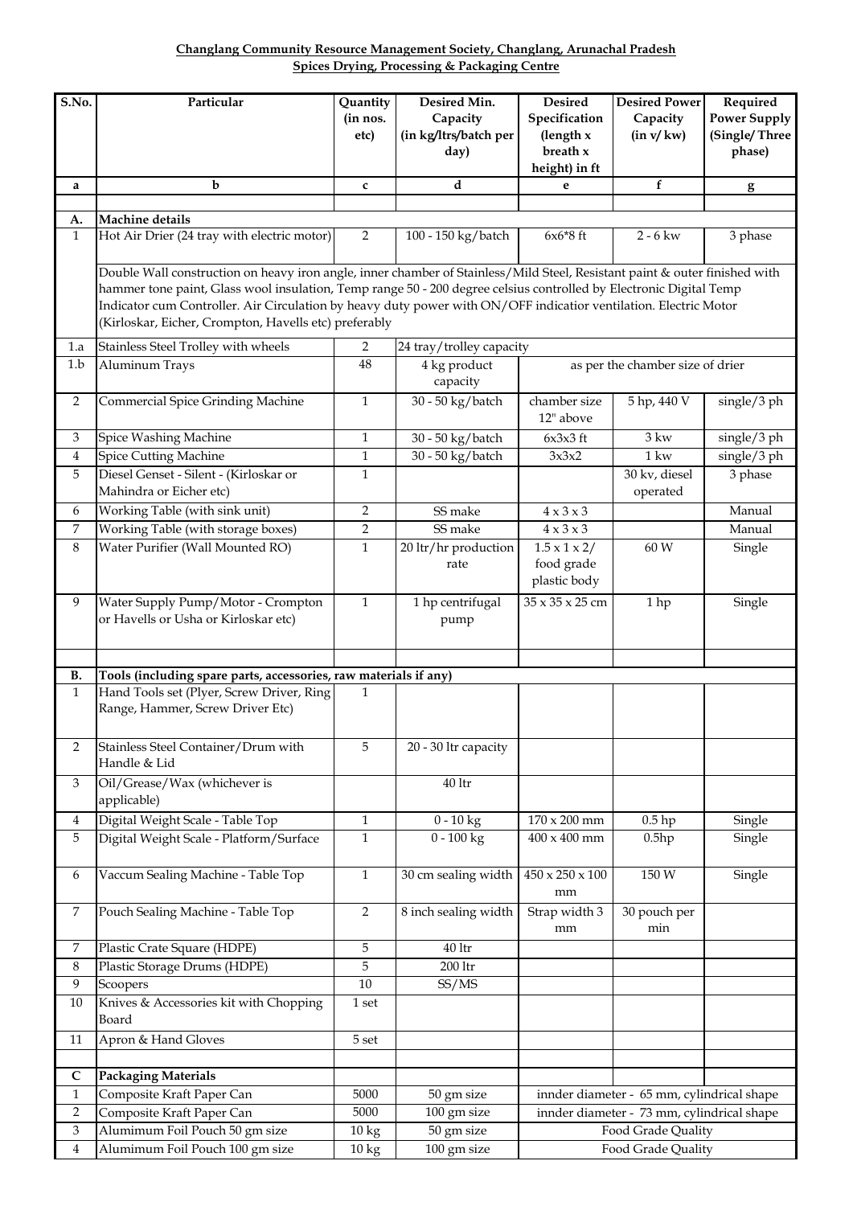**Changlang Community Resource Management Society, Changlang, Arunachal Pradesh**
**Spices Drying, Processing & Packaging Centre**

| S.No. | Particular | Quantity (in nos. etc) | Desired Min. Capacity (in kg/ltrs/batch per day) | Desired Specification (length x breath x height) in ft | Desired Power Capacity (in v/ kw) | Required Power Supply (Single/ Three phase) |
|---|---|---|---|---|---|---|
| a | b | c | d | e | f | g |
| | | | | | | |
| A. | Machine details | | | | | |
| 1 | Hot Air Drier (24 tray with electric motor) | 2 | 100 - 150 kg/batch | 6x6*8 ft | 2 - 6 kw | 3 phase |
| | Double Wall construction on heavy iron angle, inner chamber of Stainless/Mild Steel, Resistant paint & outer finished with hammer tone paint, Glass wool insulation, Temp range 50 - 200 degree celsius controlled by Electronic Digital Temp Indicator cum Controller. Air Circulation by heavy duty power with ON/OFF indicatior ventilation. Electric Motor (Kirloskar, Eicher, Crompton, Havells etc) preferably | | | | | |
| 1.a | Stainless Steel Trolley with wheels | 2 | 24 tray/trolley capacity | | | |
| 1.b | Aluminum Trays | 48 | 4 kg product capacity | as per the chamber size of drier | | |
| 2 | Commercial Spice Grinding Machine | 1 | 30 - 50 kg/batch | chamber size 12" above | 5 hp, 440 V | single/3 ph |
| 3 | Spice Washing Machine | 1 | 30 - 50 kg/batch | 6x3x3 ft | 3 kw | single/3 ph |
| 4 | Spice Cutting Machine | 1 | 30 - 50 kg/batch | 3x3x2 | 1 kw | single/3 ph |
| 5 | Diesel Genset - Silent - (Kirloskar or Mahindra or Eicher etc) | 1 | | | 30 kv, diesel operated | 3 phase |
| 6 | Working Table (with sink unit) | 2 | SS make | 4 x 3 x 3 | | Manual |
| 7 | Working Table (with storage boxes) | 2 | SS make | 4 x 3 x 3 | | Manual |
| 8 | Water Purifier (Wall Mounted RO) | 1 | 20 ltr/hr production rate | 1.5 x 1 x 2/ food grade plastic body | 60 W | Single |
| 9 | Water Supply Pump/Motor - Crompton or Havells or Usha or Kirloskar etc) | 1 | 1 hp centrifugal pump | 35 x 35 x 25 cm | 1 hp | Single |
| | | | | | | |
| B. | Tools (including spare parts, accessories, raw materials if any) | | | | | |
| 1 | Hand Tools set (Plyer, Screw Driver, Ring Range, Hammer, Screw Driver Etc) | 1 | | | | |
| 2 | Stainless Steel Container/Drum with Handle & Lid | 5 | 20 - 30 ltr capacity | | | |
| 3 | Oil/Grease/Wax (whichever is applicable) | | 40 ltr | | | |
| 4 | Digital Weight Scale - Table Top | 1 | 0 - 10 kg | 170 x 200 mm | 0.5 hp | Single |
| 5 | Digital Weight Scale - Platform/Surface | 1 | 0 - 100 kg | 400 x 400 mm | 0.5hp | Single |
| 6 | Vaccum Sealing Machine - Table Top | 1 | 30 cm sealing width | 450 x 250 x 100 mm | 150 W | Single |
| 7 | Pouch Sealing Machine - Table Top | 2 | 8 inch sealing width | Strap width 3 mm | 30 pouch per min | |
| 7 | Plastic Crate Square (HDPE) | 5 | 40 ltr | | | |
| 8 | Plastic Storage Drums (HDPE) | 5 | 200 ltr | | | |
| 9 | Scoopers | 10 | SS/MS | | | |
| 10 | Knives & Accessories kit with Chopping Board | 1 set | | | | |
| 11 | Apron & Hand Gloves | 5 set | | | | |
| | | | | | | |
| C | Packaging Materials | | | | | |
| 1 | Composite Kraft Paper Can | 5000 | 50 gm size | innder diameter - 65 mm, cylindrical shape | | |
| 2 | Composite Kraft Paper Can | 5000 | 100 gm size | innder diameter - 73 mm, cylindrical shape | | |
| 3 | Alumimum Foil Pouch 50 gm size | 10 kg | 50 gm size | Food Grade Quality | | |
| 4 | Alumimum Foil Pouch 100 gm size | 10 kg | 100 gm size | Food Grade Quality | | |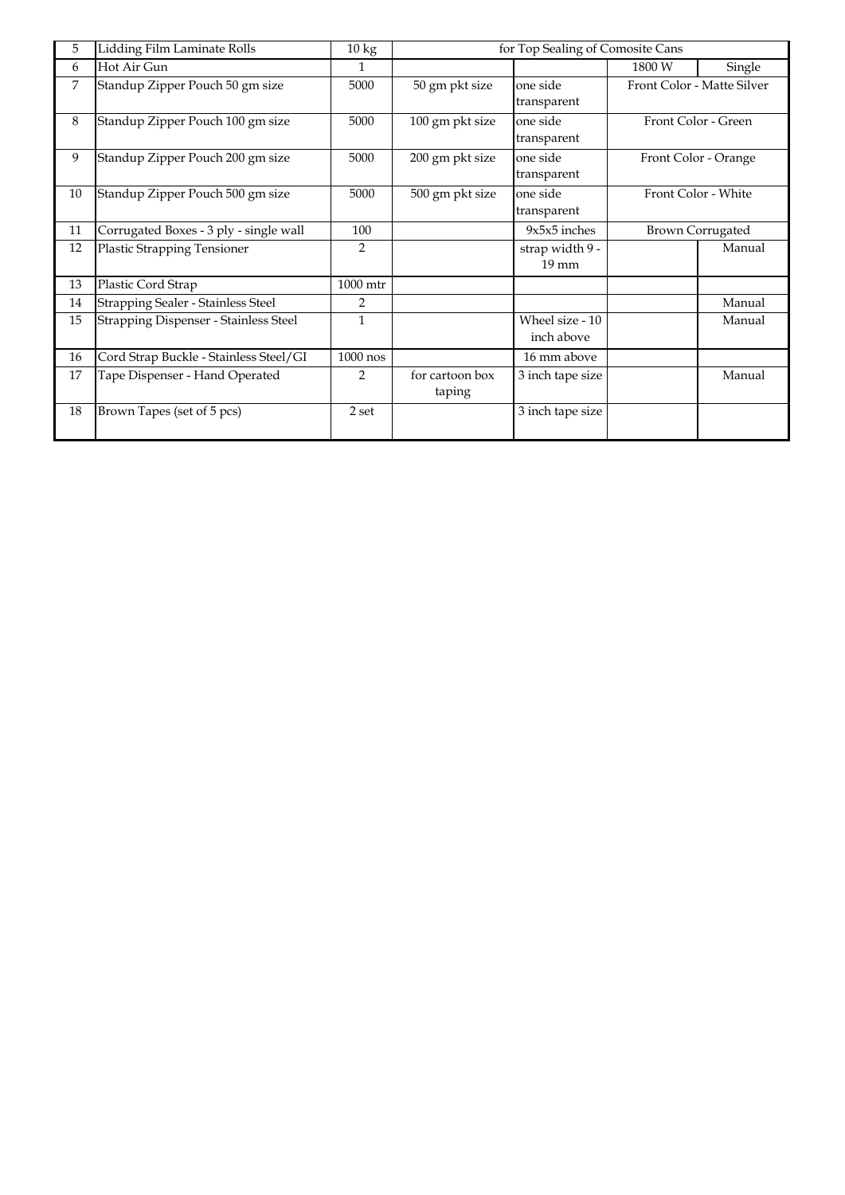| 5 | Lidding Film Laminate Rolls | 10 kg | for Top Sealing of Comosite Cans | | | |
|---|---|---|---|---|---|---|
| 6 | Hot Air Gun | 1 | | | 1800 W | Single |
| 7 | Standup Zipper Pouch 50 gm size | 5000 | 50 gm pkt size | one side transparent | Front Color - Matte Silver | |
| 8 | Standup Zipper Pouch 100 gm size | 5000 | 100 gm pkt size | one side transparent | Front Color - Green | |
| 9 | Standup Zipper Pouch 200 gm size | 5000 | 200 gm pkt size | one side transparent | Front Color - Orange | |
| 10 | Standup Zipper Pouch 500 gm size | 5000 | 500 gm pkt size | one side transparent | Front Color - White | |
| 11 | Corrugated Boxes - 3 ply - single wall | 100 | | 9x5x5 inches | Brown Corrugated | |
| 12 | Plastic Strapping Tensioner | 2 | | strap width 9 - 19 mm | | Manual |
| 13 | Plastic Cord Strap | 1000 mtr | | | | |
| 14 | Strapping Sealer - Stainless Steel | 2 | | | | Manual |
| 15 | Strapping Dispenser - Stainless Steel | 1 | | Wheel size - 10 inch above | | Manual |
| 16 | Cord Strap Buckle - Stainless Steel/GI | 1000 nos | | 16 mm above | | |
| 17 | Tape Dispenser - Hand Operated | 2 | for cartoon box taping | 3 inch tape size | | Manual |
| 18 | Brown Tapes (set of 5 pcs) | 2 set | | 3 inch tape size | | |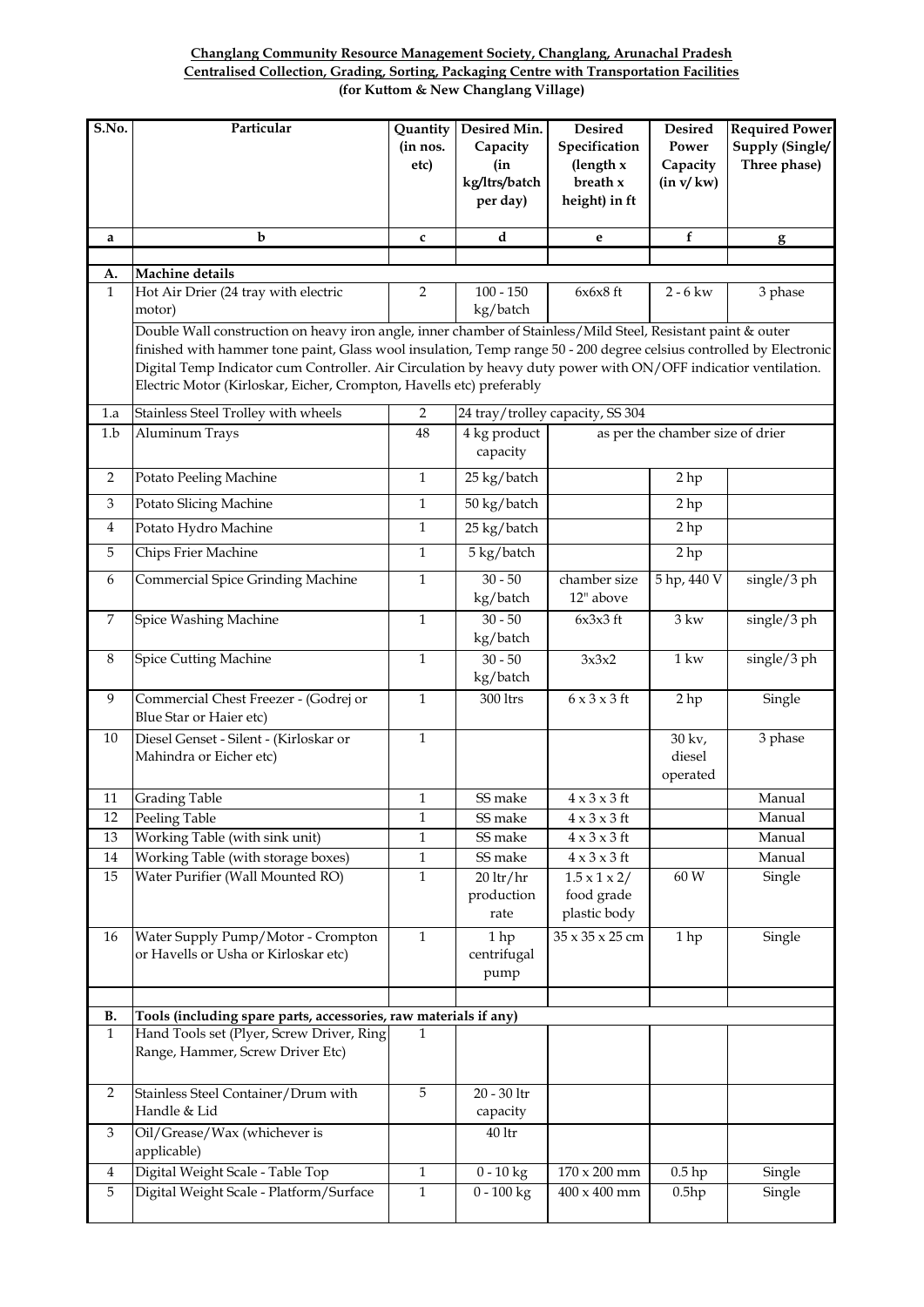**Changlang Community Resource Management Society, Changlang, Arunachal Pradesh**
**Centralised Collection, Grading, Sorting, Packaging Centre with Transportation Facilities**
**(for Kuttom & New Changlang Village)**

| S.No. | Particular | Quantity (in nos. etc) | Desired Min. Capacity (in kg/ltrs/batch per day) | Desired Specification (length x breath x height) in ft | Desired Power Capacity (in v/ kw) | Required Power Supply (Single/ Three phase) |
|---|---|---|---|---|---|---|
| a | b | c | d | e | f | g |
| | | | | | | |
| **A.** | **Machine details** | | | | | |
| 1 | Hot Air Drier (24 tray with electric motor) | 2 | 100 - 150 kg/batch | 6x6x8 ft | 2 - 6 kw | 3 phase |
| | Double Wall construction on heavy iron angle, inner chamber of Stainless/Mild Steel, Resistant paint & outer finished with hammer tone paint, Glass wool insulation, Temp range 50 - 200 degree celsius controlled by Electronic Digital Temp Indicator cum Controller. Air Circulation by heavy duty power with ON/OFF indicatior ventilation. Electric Motor (Kirloskar, Eicher, Crompton, Havells etc) preferably | | | | | |
| 1.a | Stainless Steel Trolley with wheels | 2 | 24 tray/trolley capacity, SS 304 | | | |
| 1.b | Aluminum Trays | 48 | 4 kg product capacity | as per the chamber size of drier | | |
| 2 | Potato Peeling Machine | 1 | 25 kg/batch | | 2 hp | |
| 3 | Potato Slicing Machine | 1 | 50 kg/batch | | 2 hp | |
| 4 | Potato Hydro Machine | 1 | 25 kg/batch | | 2 hp | |
| 5 | Chips Frier Machine | 1 | 5 kg/batch | | 2 hp | |
| 6 | Commercial Spice Grinding Machine | 1 | 30 - 50 kg/batch | chamber size 12" above | 5 hp, 440 V | single/3 ph |
| 7 | Spice Washing Machine | 1 | 30 - 50 kg/batch | 6x3x3 ft | 3 kw | single/3 ph |
| 8 | Spice Cutting Machine | 1 | 30 - 50 kg/batch | 3x3x2 | 1 kw | single/3 ph |
| 9 | Commercial Chest Freezer - (Godrej or Blue Star or Haier etc) | 1 | 300 ltrs | 6 x 3 x 3 ft | 2 hp | Single |
| 10 | Diesel Genset - Silent - (Kirloskar or Mahindra or Eicher etc) | 1 | | | 30 kv, diesel operated | 3 phase |
| 11 | Grading Table | 1 | SS make | 4 x 3 x 3 ft | | Manual |
| 12 | Peeling Table | 1 | SS make | 4 x 3 x 3 ft | | Manual |
| 13 | Working Table (with sink unit) | 1 | SS make | 4 x 3 x 3 ft | | Manual |
| 14 | Working Table (with storage boxes) | 1 | SS make | 4 x 3 x 3 ft | | Manual |
| 15 | Water Purifier (Wall Mounted RO) | 1 | 20 ltr/hr production rate | 1.5 x 1 x 2/ food grade plastic body | 60 W | Single |
| 16 | Water Supply Pump/Motor - Crompton or Havells or Usha or Kirloskar etc) | 1 | 1 hp centrifugal pump | 35 x 35 x 25 cm | 1 hp | Single |
| | | | | | | |
| **B.** | **Tools (including spare parts, accessories, raw materials if any)** | | | | | |
| 1 | Hand Tools set (Plyer, Screw Driver, Ring Range, Hammer, Screw Driver Etc) | 1 | | | | |
| 2 | Stainless Steel Container/Drum with Handle & Lid | 5 | 20 - 30 ltr capacity | | | |
| 3 | Oil/Grease/Wax (whichever is applicable) | | 40 ltr | | | |
| 4 | Digital Weight Scale - Table Top | 1 | 0 - 10 kg | 170 x 200 mm | 0.5 hp | Single |
| 5 | Digital Weight Scale - Platform/Surface | 1 | 0 - 100 kg | 400 x 400 mm | 0.5hp | Single |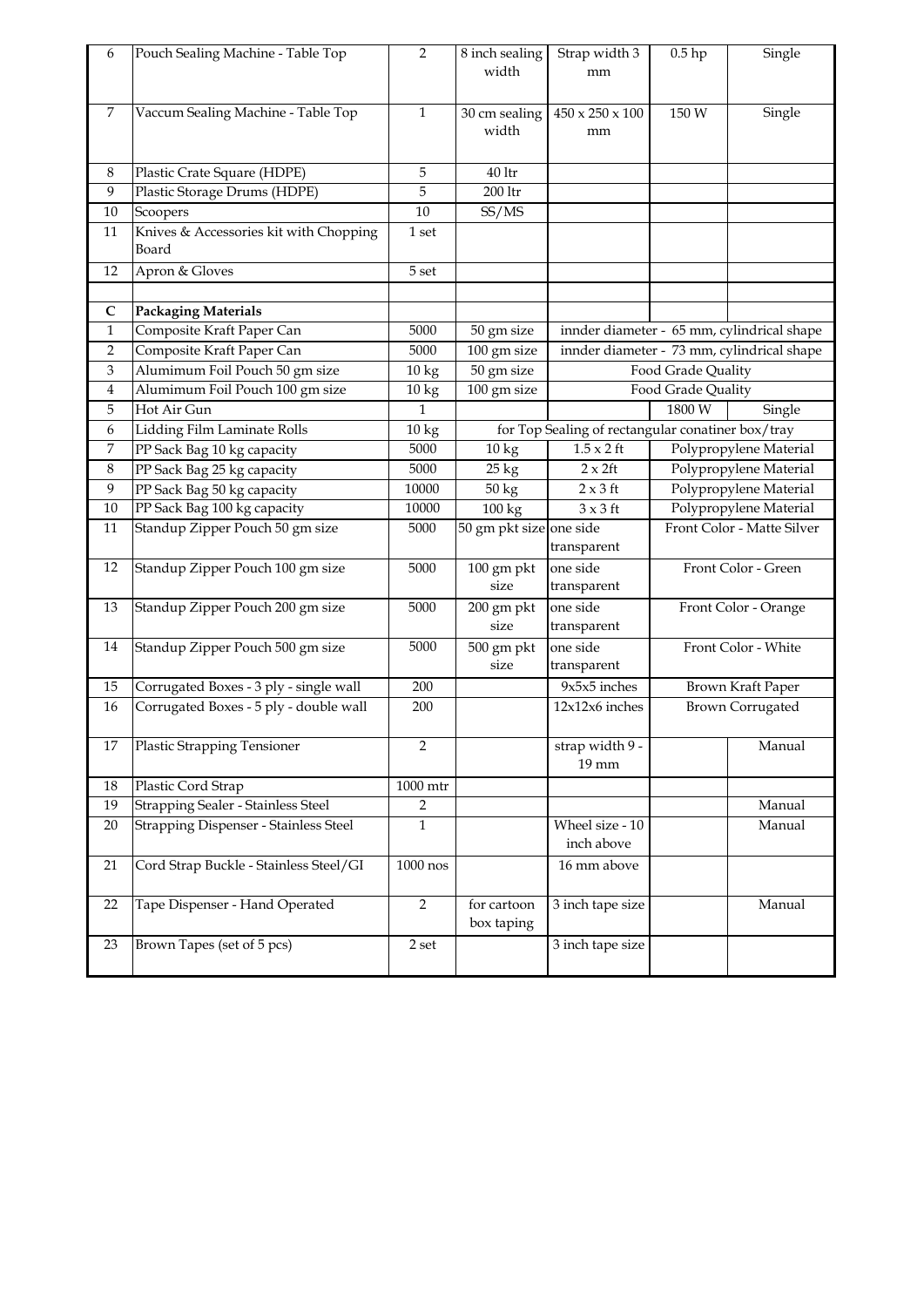| 6 | Pouch Sealing Machine - Table Top | 2 | 8 inch sealing width | Strap width 3 mm | 0.5 hp | Single |
|---|---|---|---|---|---|---|
| 7 | Vaccum Sealing Machine - Table Top | 1 | 30 cm sealing width | 450 x 250 x 100 mm | 150 W | Single |
| 8 | Plastic Crate Square (HDPE) | 5 | 40 ltr | | | |
| 9 | Plastic Storage Drums (HDPE) | 5 | 200 ltr | | | |
| 10 | Scoopers | 10 | SS/MS | | | |
| 11 | Knives & Accessories kit with Chopping Board | 1 set | | | | |
| 12 | Apron & Gloves | 5 set | | | | |
| | | | | | | |
| C | **Packaging Materials** | | | | | |
| 1 | Composite Kraft Paper Can | 5000 | 50 gm size | innder diameter - 65 mm, cylindrical shape | | |
| 2 | Composite Kraft Paper Can | 5000 | 100 gm size | innder diameter - 73 mm, cylindrical shape | | |
| 3 | Alumimum Foil Pouch 50 gm size | 10 kg | 50 gm size | Food Grade Quality | | |
| 4 | Alumimum Foil Pouch 100 gm size | 10 kg | 100 gm size | Food Grade Quality | | |
| 5 | Hot Air Gun | 1 | | | 1800 W | Single |
| 6 | Lidding Film Laminate Rolls | 10 kg | for Top Sealing of rectangular conatiner box/tray | | | |
| 7 | PP Sack Bag 10 kg capacity | 5000 | 10 kg | 1.5 x 2 ft | Polypropylene Material | |
| 8 | PP Sack Bag 25 kg capacity | 5000 | 25 kg | 2 x 2ft | Polypropylene Material | |
| 9 | PP Sack Bag 50 kg capacity | 10000 | 50 kg | 2 x 3 ft | Polypropylene Material | |
| 10 | PP Sack Bag 100 kg capacity | 10000 | 100 kg | 3 x 3 ft | Polypropylene Material | |
| 11 | Standup Zipper Pouch 50 gm size | 5000 | 50 gm pkt size | one side transparent | Front Color - Matte Silver | |
| 12 | Standup Zipper Pouch 100 gm size | 5000 | 100 gm pkt size | one side transparent | Front Color - Green | |
| 13 | Standup Zipper Pouch 200 gm size | 5000 | 200 gm pkt size | one side transparent | Front Color - Orange | |
| 14 | Standup Zipper Pouch 500 gm size | 5000 | 500 gm pkt size | one side transparent | Front Color - White | |
| 15 | Corrugated Boxes - 3 ply - single wall | 200 | | 9x5x5 inches | Brown Kraft Paper | |
| 16 | Corrugated Boxes - 5 ply - double wall | 200 | | 12x12x6 inches | Brown Corrugated | |
| 17 | Plastic Strapping Tensioner | 2 | | strap width 9 - 19 mm | | Manual |
| 18 | Plastic Cord Strap | 1000 mtr | | | | |
| 19 | Strapping Sealer - Stainless Steel | 2 | | | | Manual |
| 20 | Strapping Dispenser - Stainless Steel | 1 | | Wheel size - 10 inch above | | Manual |
| 21 | Cord Strap Buckle - Stainless Steel/GI | 1000 nos | | 16 mm above | | |
| 22 | Tape Dispenser - Hand Operated | 2 | for cartoon box taping | 3 inch tape size | | Manual |
| 23 | Brown Tapes (set of 5 pcs) | 2 set | | 3 inch tape size | | |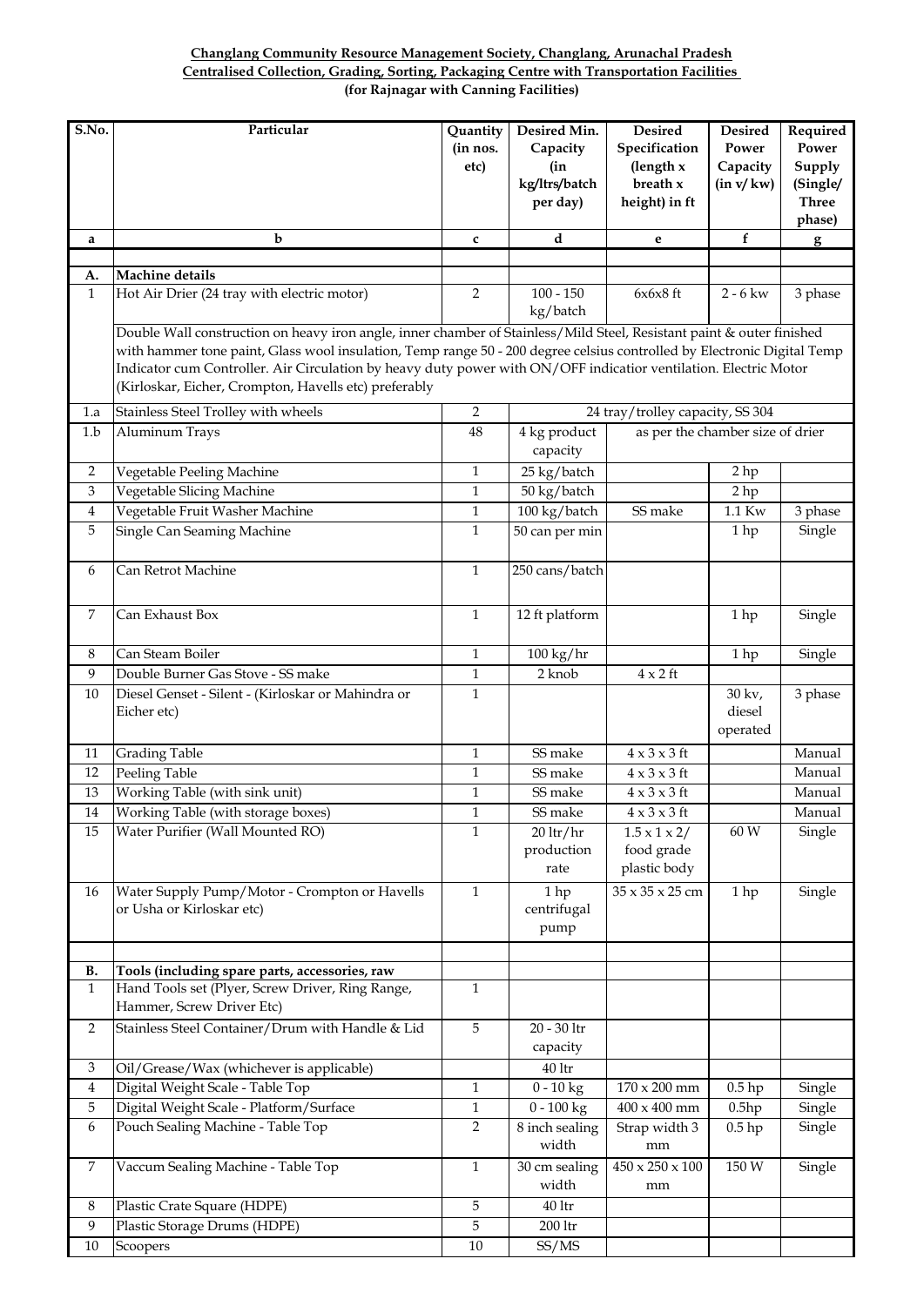**Changlang Community Resource Management Society, Changlang, Arunachal Pradesh**
**Centralised Collection, Grading, Sorting, Packaging Centre with Transportation Facilities**
**(for Rajnagar with Canning Facilities)**

| S.No. | Particular | Quantity (in nos. etc) | Desired Min. Capacity (in kg/ltrs/batch per day) | Desired Specification (length x breath x height) in ft | Desired Power Capacity (in v/ kw) | Required Power Supply (Single/ Three phase) |
|---|---|---|---|---|---|---|
| a | b | c | d | e | f | g |
| | | | | | | |
| **A.** | **Machine details** | | | | | |
| 1 | Hot Air Drier (24 tray with electric motor) | 2 | 100 - 150 kg/batch | 6x6x8 ft | 2 - 6 kw | 3 phase |
| | Double Wall construction on heavy iron angle, inner chamber of Stainless/Mild Steel, Resistant paint & outer finished with hammer tone paint, Glass wool insulation, Temp range 50 - 200 degree celsius controlled by Electronic Digital Temp Indicator cum Controller. Air Circulation by heavy duty power with ON/OFF indicatior ventilation. Electric Motor (Kirloskar, Eicher, Crompton, Havells etc) preferably | | | | | |
| 1.a | Stainless Steel Trolley with wheels | 2 | 24 tray/trolley capacity, SS 304 | | | |
| 1.b | Aluminum Trays | 48 | 4 kg product capacity | as per the chamber size of drier | | |
| 2 | Vegetable Peeling Machine | 1 | 25 kg/batch | | 2 hp | |
| 3 | Vegetable Slicing Machine | 1 | 50 kg/batch | | 2 hp | |
| 4 | Vegetable Fruit Washer Machine | 1 | 100 kg/batch | SS make | 1.1 Kw | 3 phase |
| 5 | Single Can Seaming Machine | 1 | 50 can per min | | 1 hp | Single |
| 6 | Can Retrot Machine | 1 | 250 cans/batch | | | |
| 7 | Can Exhaust Box | 1 | 12 ft platform | | 1 hp | Single |
| 8 | Can Steam Boiler | 1 | 100 kg/hr | | 1 hp | Single |
| 9 | Double Burner Gas Stove - SS make | 1 | 2 knob | 4 x 2 ft | | |
| 10 | Diesel Genset - Silent - (Kirloskar or Mahindra or Eicher etc) | 1 | | | 30 kv, diesel operated | 3 phase |
| 11 | Grading Table | 1 | SS make | 4 x 3 x 3 ft | | Manual |
| 12 | Peeling Table | 1 | SS make | 4 x 3 x 3 ft | | Manual |
| 13 | Working Table (with sink unit) | 1 | SS make | 4 x 3 x 3 ft | | Manual |
| 14 | Working Table (with storage boxes) | 1 | SS make | 4 x 3 x 3 ft | | Manual |
| 15 | Water Purifier (Wall Mounted RO) | 1 | 20 ltr/hr production rate | 1.5 x 1 x 2/ food grade plastic body | 60 W | Single |
| 16 | Water Supply Pump/Motor - Crompton or Havells or Usha or Kirloskar etc) | 1 | 1 hp centrifugal pump | 35 x 35 x 25 cm | 1 hp | Single |
| | | | | | | |
| **B.** | **Tools (including spare parts, accessories, raw** | | | | | |
| 1 | Hand Tools set (Plyer, Screw Driver, Ring Range, Hammer, Screw Driver Etc) | 1 | | | | |
| 2 | Stainless Steel Container/Drum with Handle & Lid | 5 | 20 - 30 ltr capacity | | | |
| 3 | Oil/Grease/Wax (whichever is applicable) | | 40 ltr | | | |
| 4 | Digital Weight Scale - Table Top | 1 | 0 - 10 kg | 170 x 200 mm | 0.5 hp | Single |
| 5 | Digital Weight Scale - Platform/Surface | 1 | 0 - 100 kg | 400 x 400 mm | 0.5hp | Single |
| 6 | Pouch Sealing Machine - Table Top | 2 | 8 inch sealing width | Strap width 3 mm | 0.5 hp | Single |
| 7 | Vaccum Sealing Machine - Table Top | 1 | 30 cm sealing width | 450 x 250 x 100 mm | 150 W | Single |
| 8 | Plastic Crate Square (HDPE) | 5 | 40 ltr | | | |
| 9 | Plastic Storage Drums (HDPE) | 5 | 200 ltr | | | |
| 10 | Scoopers | 10 | SS/MS | | | |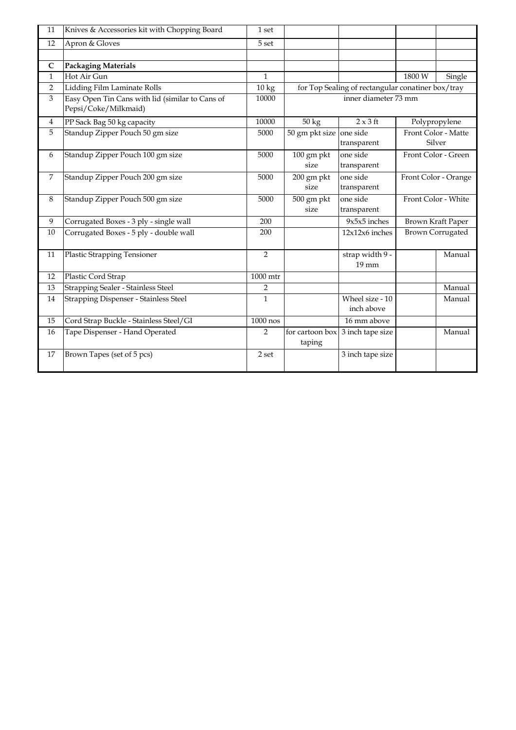| 11 | Knives & Accessories kit with Chopping Board | 1 set | | | | |
|---|---|---|---|---|---|---|
| 12 | Apron & Gloves | 5 set | | | | |
| | | | | | | |
| **C** | **Packaging Materials** | | | | | |
| 1 | Hot Air Gun | 1 | | | 1800 W | Single |
| 2 | Lidding Film Laminate Rolls | 10 kg | for Top Sealing of rectangular conatiner box/tray | | | |
| 3 | Easy Open Tin Cans with lid (similar to Cans of Pepsi/Coke/Milkmaid) | 10000 | inner diameter 73 mm | | | |
| 4 | PP Sack Bag 50 kg capacity | 10000 | 50 kg | 2 x 3 ft | Polypropylene | |
| 5 | Standup Zipper Pouch 50 gm size | 5000 | 50 gm pkt size | one side transparent | Front Color - Matte Silver | |
| 6 | Standup Zipper Pouch 100 gm size | 5000 | 100 gm pkt size | one side transparent | Front Color - Green | |
| 7 | Standup Zipper Pouch 200 gm size | 5000 | 200 gm pkt size | one side transparent | Front Color - Orange | |
| 8 | Standup Zipper Pouch 500 gm size | 5000 | 500 gm pkt size | one side transparent | Front Color - White | |
| 9 | Corrugated Boxes - 3 ply - single wall | 200 | | 9x5x5 inches | Brown Kraft Paper | |
| 10 | Corrugated Boxes - 5 ply - double wall | 200 | | 12x12x6 inches | Brown Corrugated | |
| 11 | Plastic Strapping Tensioner | 2 | | strap width 9 - 19 mm | | Manual |
| 12 | Plastic Cord Strap | 1000 mtr | | | | |
| 13 | Strapping Sealer - Stainless Steel | 2 | | | | Manual |
| 14 | Strapping Dispenser - Stainless Steel | 1 | | Wheel size - 10 inch above | | Manual |
| 15 | Cord Strap Buckle - Stainless Steel/GI | 1000 nos | | 16 mm above | | |
| 16 | Tape Dispenser - Hand Operated | 2 | for cartoon box taping | 3 inch tape size | | Manual |
| 17 | Brown Tapes (set of 5 pcs) | 2 set | | 3 inch tape size | | |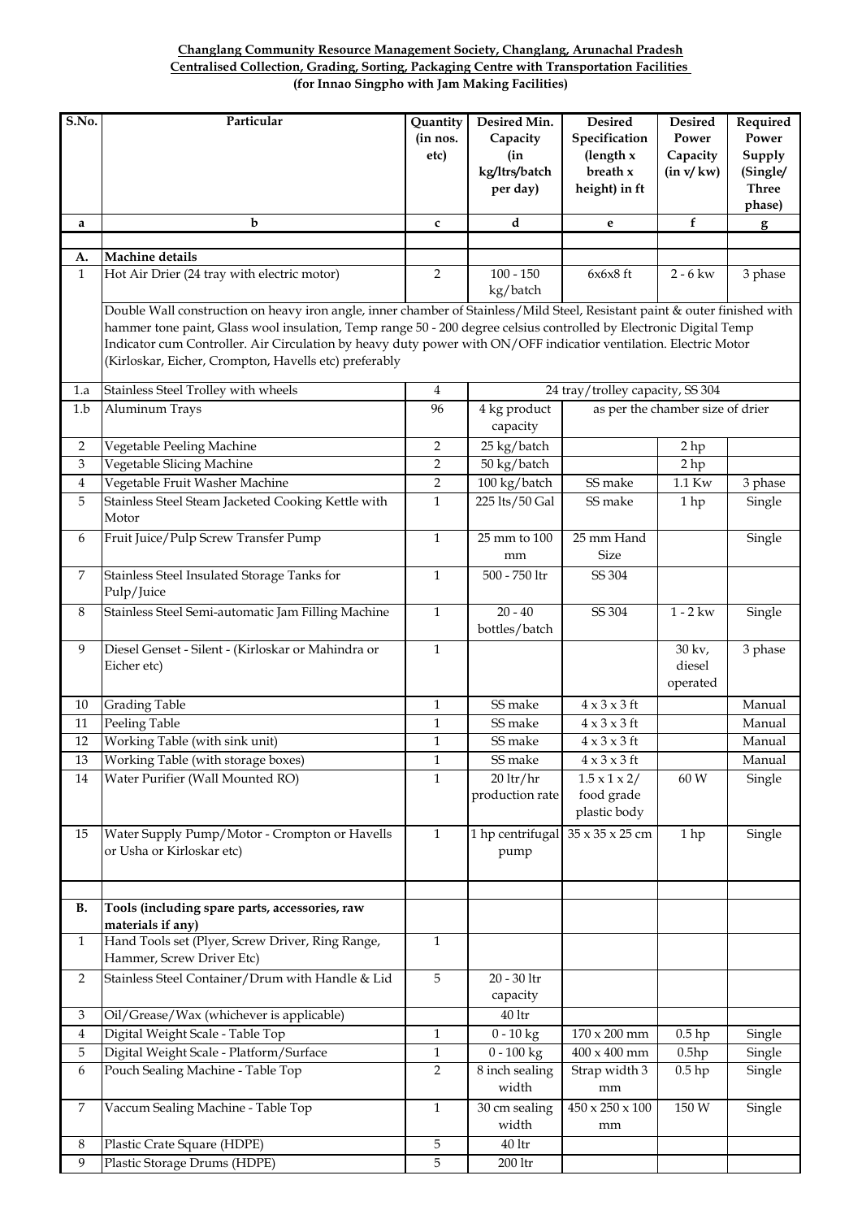**Changlang Community Resource Management Society, Changlang, Arunachal Pradesh**
**Centralised Collection, Grading, Sorting, Packaging Centre with Transportation Facilities**
**(for Innao Singpho with Jam Making Facilities)**

| S.No. | Particular | Quantity (in nos. etc) | Desired Min. Capacity (in kg/ltrs/batch per day) | Desired Specification (length x breath x height) in ft | Desired Power Capacity (in v/ kw) | Required Power Supply (Single/ Three phase) |
|---|---|---|---|---|---|---|
| a | b | c | d | e | f | g |
| | | | | | | |
| **A.** | **Machine details** | | | | | |
| 1 | Hot Air Drier (24 tray with electric motor) | 2 | 100 - 150 kg/batch | 6x6x8 ft | 2 - 6 kw | 3 phase |
| | Double Wall construction on heavy iron angle, inner chamber of Stainless/Mild Steel, Resistant paint & outer finished with hammer tone paint, Glass wool insulation, Temp range 50 - 200 degree celsius controlled by Electronic Digital Temp Indicator cum Controller. Air Circulation by heavy duty power with ON/OFF indicatior ventilation. Electric Motor (Kirloskar, Eicher, Crompton, Havells etc) preferably | | | | | |
| 1.a | Stainless Steel Trolley with wheels | 4 | 24 tray/trolley capacity, SS 304 | | | |
| 1.b | Aluminum Trays | 96 | 4 kg product capacity | as per the chamber size of drier | | |
| 2 | Vegetable Peeling Machine | 2 | 25 kg/batch | | 2 hp | |
| 3 | Vegetable Slicing Machine | 2 | 50 kg/batch | | 2 hp | |
| 4 | Vegetable Fruit Washer Machine | 2 | 100 kg/batch | SS make | 1.1 Kw | 3 phase |
| 5 | Stainless Steel Steam Jacketed Cooking Kettle with Motor | 1 | 225 lts/50 Gal | SS make | 1 hp | Single |
| 6 | Fruit Juice/Pulp Screw Transfer Pump | 1 | 25 mm to 100 mm | 25 mm Hand Size | | Single |
| 7 | Stainless Steel Insulated Storage Tanks for Pulp/Juice | 1 | 500 - 750 ltr | SS 304 | | |
| 8 | Stainless Steel Semi-automatic Jam Filling Machine | 1 | 20 - 40 bottles/batch | SS 304 | 1 - 2 kw | Single |
| 9 | Diesel Genset - Silent - (Kirloskar or Mahindra or Eicher etc) | 1 | | | 30 kv, diesel operated | 3 phase |
| 10 | Grading Table | 1 | SS make | 4 x 3 x 3 ft | | Manual |
| 11 | Peeling Table | 1 | SS make | 4 x 3 x 3 ft | | Manual |
| 12 | Working Table (with sink unit) | 1 | SS make | 4 x 3 x 3 ft | | Manual |
| 13 | Working Table (with storage boxes) | 1 | SS make | 4 x 3 x 3 ft | | Manual |
| 14 | Water Purifier (Wall Mounted RO) | 1 | 20 ltr/hr production rate | 1.5 x 1 x 2/ food grade plastic body | 60 W | Single |
| 15 | Water Supply Pump/Motor - Crompton or Havells or Usha or Kirloskar etc) | 1 | 1 hp centrifugal pump | 35 x 35 x 25 cm | 1 hp | Single |
| | | | | | | |
| **B.** | **Tools (including spare parts, accessories, raw materials if any)** | | | | | |
| 1 | Hand Tools set (Plyer, Screw Driver, Ring Range, Hammer, Screw Driver Etc) | 1 | | | | |
| 2 | Stainless Steel Container/Drum with Handle & Lid | 5 | 20 - 30 ltr capacity | | | |
| 3 | Oil/Grease/Wax (whichever is applicable) | | 40 ltr | | | |
| 4 | Digital Weight Scale - Table Top | 1 | 0 - 10 kg | 170 x 200 mm | 0.5 hp | Single |
| 5 | Digital Weight Scale - Platform/Surface | 1 | 0 - 100 kg | 400 x 400 mm | 0.5hp | Single |
| 6 | Pouch Sealing Machine - Table Top | 2 | 8 inch sealing width | Strap width 3 mm | 0.5 hp | Single |
| 7 | Vaccum Sealing Machine - Table Top | 1 | 30 cm sealing width | 450 x 250 x 100 mm | 150 W | Single |
| 8 | Plastic Crate Square (HDPE) | 5 | 40 ltr | | | |
| 9 | Plastic Storage Drums (HDPE) | 5 | 200 ltr | | | |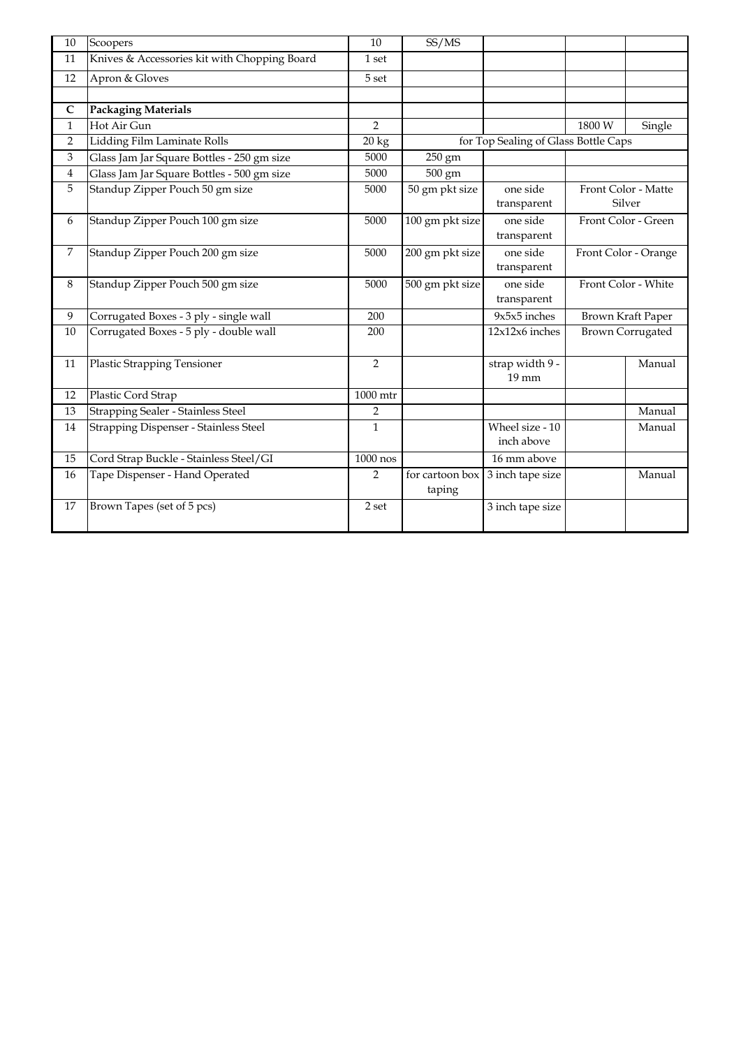| | | | | | | |
|---|---|---|---|---|---|---|
| 10 | Scoopers | 10 | SS/MS | | | |
| 11 | Knives & Accessories kit with Chopping Board | 1 set | | | | |
| 12 | Apron & Gloves | 5 set | | | | |
| | | | | | | |
| **C** | **Packaging Materials** | | | | | |
| 1 | Hot Air Gun | 2 | | | 1800 W | Single |
| 2 | Lidding Film Laminate Rolls | 20 kg | for Top Sealing of Glass Bottle Caps | | | |
| 3 | Glass Jam Jar Square Bottles - 250 gm size | 5000 | 250 gm | | | |
| 4 | Glass Jam Jar Square Bottles - 500 gm size | 5000 | 500 gm | | | |
| 5 | Standup Zipper Pouch 50 gm size | 5000 | 50 gm pkt size | one side transparent | Front Color - Matte Silver | |
| 6 | Standup Zipper Pouch 100 gm size | 5000 | 100 gm pkt size | one side transparent | Front Color - Green | |
| 7 | Standup Zipper Pouch 200 gm size | 5000 | 200 gm pkt size | one side transparent | Front Color - Orange | |
| 8 | Standup Zipper Pouch 500 gm size | 5000 | 500 gm pkt size | one side transparent | Front Color - White | |
| 9 | Corrugated Boxes - 3 ply - single wall | 200 | | 9x5x5 inches | Brown Kraft Paper | |
| 10 | Corrugated Boxes - 5 ply - double wall | 200 | | 12x12x6 inches | Brown Corrugated | |
| 11 | Plastic Strapping Tensioner | 2 | | strap width 9 - 19 mm | | Manual |
| 12 | Plastic Cord Strap | 1000 mtr | | | | |
| 13 | Strapping Sealer - Stainless Steel | 2 | | | | Manual |
| 14 | Strapping Dispenser - Stainless Steel | 1 | | Wheel size - 10 inch above | | Manual |
| 15 | Cord Strap Buckle - Stainless Steel/GI | 1000 nos | | 16 mm above | | |
| 16 | Tape Dispenser - Hand Operated | 2 | for cartoon box taping | 3 inch tape size | | Manual |
| 17 | Brown Tapes (set of 5 pcs) | 2 set | | 3 inch tape size | | |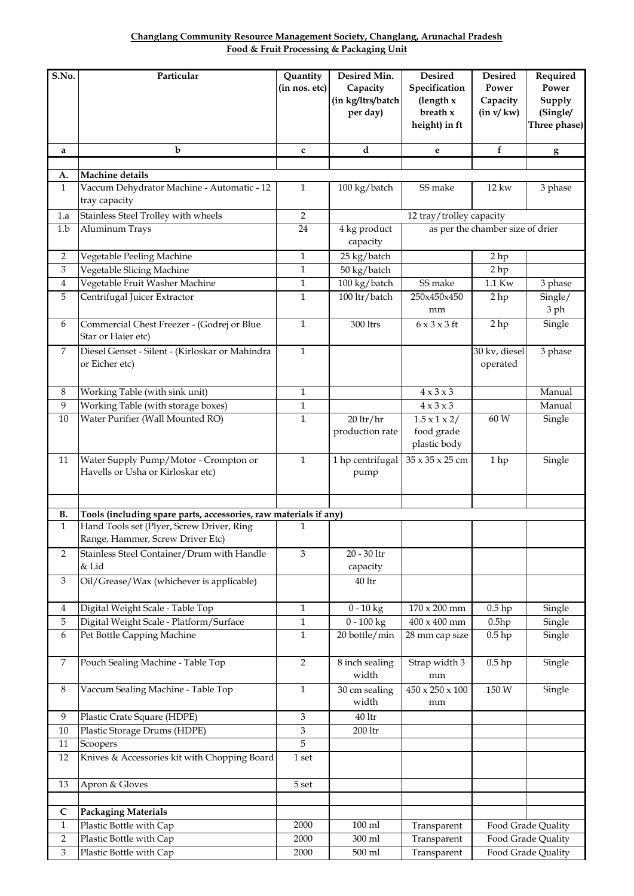**Changlang Community Resource Management Society, Changlang, Arunachal Pradesh**
**Food & Fruit Processing & Packaging Unit**

| S.No. | Particular | Quantity (in nos. etc) | Desired Min. Capacity (in kg/ltrs/batch per day) | Desired Specification (length x breath x height) in ft | Desired Power Capacity (in v/ kw) | Required Power Supply (Single/ Three phase) |
|---|---|---|---|---|---|---|
| a | b | c | d | e | f | g |
| | | | | | | |
| A. | Machine details | | | | | |
| 1 | Vaccum Dehydrator Machine - Automatic - 12 tray capacity | 1 | 100 kg/batch | SS make | 12 kw | 3 phase |
| 1.a | Stainless Steel Trolley with wheels | 2 | 12 tray/trolley capacity | | | |
| 1.b | Aluminum Trays | 24 | 4 kg product capacity | as per the chamber size of drier | | |
| 2 | Vegetable Peeling Machine | 1 | 25 kg/batch | | 2 hp | |
| 3 | Vegetable Slicing Machine | 1 | 50 kg/batch | | 2 hp | |
| 4 | Vegetable Fruit Washer Machine | 1 | 100 kg/batch | SS make | 1.1 Kw | 3 phase |
| 5 | Centrifugal Juicer Extractor | 1 | 100 ltr/batch | 250x450x450 mm | 2 hp | Single/ 3 ph |
| 6 | Commercial Chest Freezer - (Godrej or Blue Star or Haier etc) | 1 | 300 ltrs | 6 x 3 x 3 ft | 2 hp | Single |
| 7 | Diesel Genset - Silent - (Kirloskar or Mahindra or Eicher etc) | 1 | | | 30 kv, diesel operated | 3 phase |
| 8 | Working Table (with sink unit) | 1 | | 4 x 3 x 3 | | Manual |
| 9 | Working Table (with storage boxes) | 1 | | 4 x 3 x 3 | | Manual |
| 10 | Water Purifier (Wall Mounted RO) | 1 | 20 ltr/hr production rate | 1.5 x 1 x 2/ food grade plastic body | 60 W | Single |
| 11 | Water Supply Pump/Motor - Crompton or Havells or Usha or Kirloskar etc) | 1 | 1 hp centrifugal pump | 35 x 35 x 25 cm | 1 hp | Single |
| | | | | | | |
| B. | Tools (including spare parts, accessories, raw materials if any) | | | | | |
| 1 | Hand Tools set (Plyer, Screw Driver, Ring Range, Hammer, Screw Driver Etc) | 1 | | | | |
| 2 | Stainless Steel Container/Drum with Handle & Lid | 3 | 20 - 30 ltr capacity | | | |
| 3 | Oil/Grease/Wax (whichever is applicable) | | 40 ltr | | | |
| 4 | Digital Weight Scale - Table Top | 1 | 0 - 10 kg | 170 x 200 mm | 0.5 hp | Single |
| 5 | Digital Weight Scale - Platform/Surface | 1 | 0 - 100 kg | 400 x 400 mm | 0.5hp | Single |
| 6 | Pet Bottle Capping Machine | 1 | 20 bottle/min | 28 mm cap size | 0.5 hp | Single |
| 7 | Pouch Sealing Machine - Table Top | 2 | 8 inch sealing width | Strap width 3 mm | 0.5 hp | Single |
| 8 | Vaccum Sealing Machine - Table Top | 1 | 30 cm sealing width | 450 x 250 x 100 mm | 150 W | Single |
| 9 | Plastic Crate Square (HDPE) | 3 | 40 ltr | | | |
| 10 | Plastic Storage Drums (HDPE) | 3 | 200 ltr | | | |
| 11 | Scoopers | 5 | | | | |
| 12 | Knives & Accessories kit with Chopping Board | 1 set | | | | |
| 13 | Apron & Gloves | 5 set | | | | |
| | | | | | | |
| C | Packaging Materials | | | | | |
| 1 | Plastic Bottle with Cap | 2000 | 100 ml | Transparent | Food Grade Quality | |
| 2 | Plastic Bottle with Cap | 2000 | 300 ml | Transparent | Food Grade Quality | |
| 3 | Plastic Bottle with Cap | 2000 | 500 ml | Transparent | Food Grade Quality | |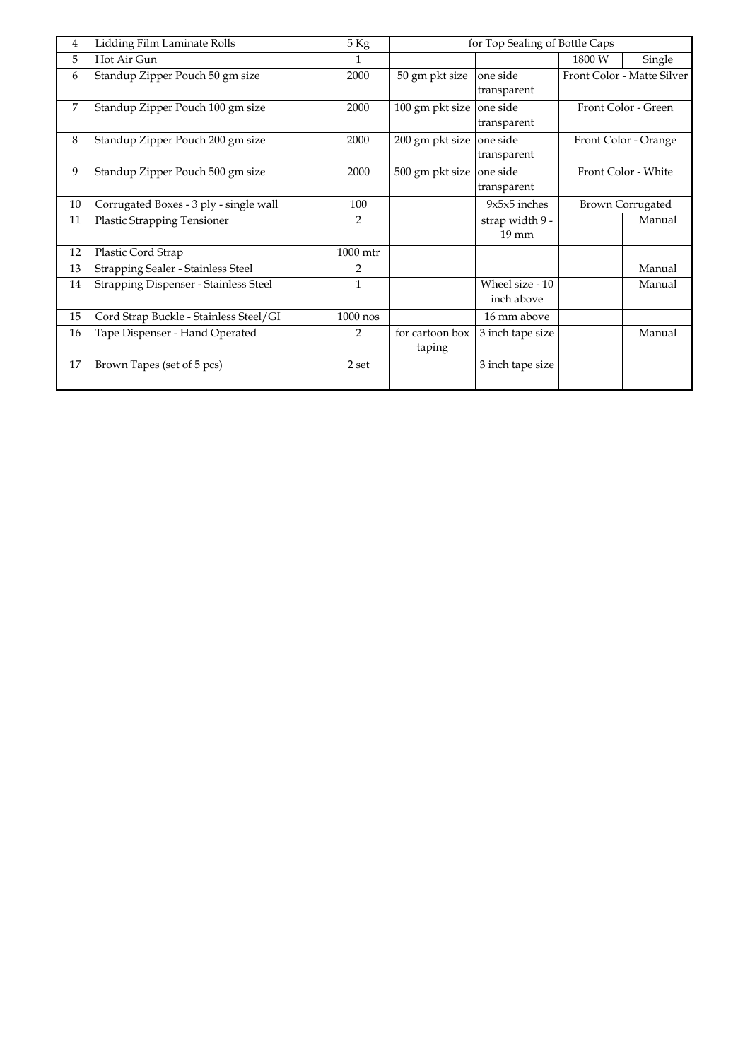| 4 | Lidding Film Laminate Rolls | 5 Kg | for Top Sealing of Bottle Caps | | | |
|---|---|---|---|---|---|---|
| 5 | Hot Air Gun | 1 | | | 1800 W | Single |
| 6 | Standup Zipper Pouch 50 gm size | 2000 | 50 gm pkt size | one side transparent | Front Color - Matte Silver | |
| 7 | Standup Zipper Pouch 100 gm size | 2000 | 100 gm pkt size | one side transparent | Front Color - Green | |
| 8 | Standup Zipper Pouch 200 gm size | 2000 | 200 gm pkt size | one side transparent | Front Color - Orange | |
| 9 | Standup Zipper Pouch 500 gm size | 2000 | 500 gm pkt size | one side transparent | Front Color - White | |
| 10 | Corrugated Boxes - 3 ply - single wall | 100 | | 9x5x5 inches | Brown Corrugated | |
| 11 | Plastic Strapping Tensioner | 2 | | strap width 9 - 19 mm | | Manual |
| 12 | Plastic Cord Strap | 1000 mtr | | | | |
| 13 | Strapping Sealer - Stainless Steel | 2 | | | | Manual |
| 14 | Strapping Dispenser - Stainless Steel | 1 | | Wheel size - 10 inch above | | Manual |
| 15 | Cord Strap Buckle - Stainless Steel/GI | 1000 nos | | 16 mm above | | |
| 16 | Tape Dispenser - Hand Operated | 2 | for cartoon box taping | 3 inch tape size | | Manual |
| 17 | Brown Tapes (set of 5 pcs) | 2 set | | 3 inch tape size | | |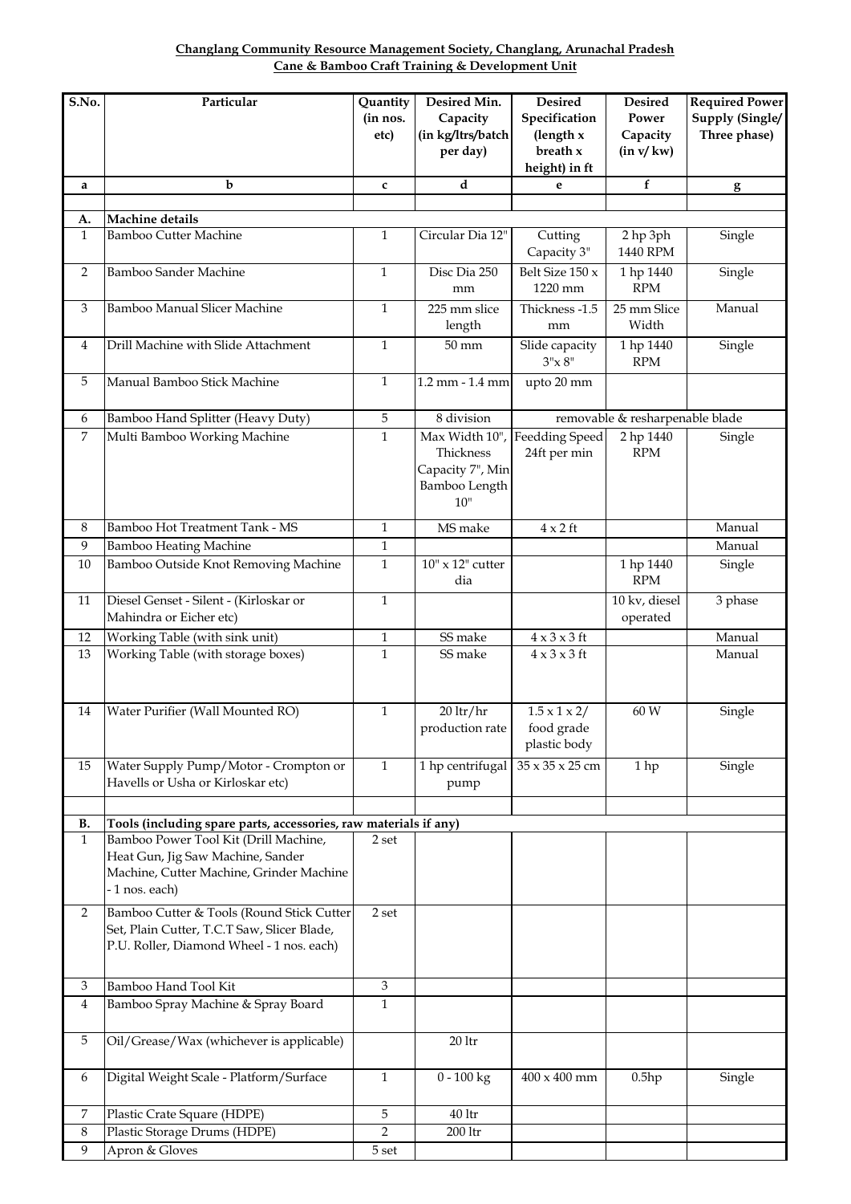**Changlang Community Resource Management Society, Changlang, Arunachal Pradesh**
**Cane & Bamboo Craft Training & Development Unit**

| S.No. | Particular | Quantity (in nos. etc) | Desired Min. Capacity (in kg/ltrs/batch per day) | Desired Specification (length x breath x height) in ft | Desired Power Capacity (in v/ kw) | Required Power Supply (Single/ Three phase) |
|---|---|---|---|---|---|---|
| a | b | c | d | e | f | g |
| | | | | | | |
| A. | Machine details | | | | | |
| 1 | Bamboo Cutter Machine | 1 | Circular Dia 12" | Cutting Capacity 3" | 2 hp 3ph 1440 RPM | Single |
| 2 | Bamboo Sander Machine | 1 | Disc Dia 250 mm | Belt Size 150 x 1220 mm | 1 hp 1440 RPM | Single |
| 3 | Bamboo Manual Slicer Machine | 1 | 225 mm slice length | Thickness -1.5 mm | 25 mm Slice Width | Manual |
| 4 | Drill Machine with Slide Attachment | 1 | 50 mm | Slide capacity 3"x 8" | 1 hp 1440 RPM | Single |
| 5 | Manual Bamboo Stick Machine | 1 | 1.2 mm - 1.4 mm | upto 20 mm | | |
| 6 | Bamboo Hand Splitter (Heavy Duty) | 5 | 8 division | removable & resharpenable blade | | |
| 7 | Multi Bamboo Working Machine | 1 | Max Width 10", Thickness Capacity 7", Min Bamboo Length 10" | Feedding Speed 24ft per min | 2 hp 1440 RPM | Single |
| 8 | Bamboo Hot Treatment Tank - MS | 1 | MS make | 4 x 2 ft | | Manual |
| 9 | Bamboo Heating Machine | 1 | | | | Manual |
| 10 | Bamboo Outside Knot Removing Machine | 1 | 10" x 12" cutter dia | | 1 hp 1440 RPM | Single |
| 11 | Diesel Genset - Silent - (Kirloskar or Mahindra or Eicher etc) | 1 | | | 10 kv, diesel operated | 3 phase |
| 12 | Working Table (with sink unit) | 1 | SS make | 4 x 3 x 3 ft | | Manual |
| 13 | Working Table (with storage boxes) | 1 | SS make | 4 x 3 x 3 ft | | Manual |
| 14 | Water Purifier (Wall Mounted RO) | 1 | 20 ltr/hr production rate | 1.5 x 1 x 2/ food grade plastic body | 60 W | Single |
| 15 | Water Supply Pump/Motor - Crompton or Havells or Usha or Kirloskar etc) | 1 | 1 hp centrifugal pump | 35 x 35 x 25 cm | 1 hp | Single |
| | | | | | | |
| B. | Tools (including spare parts, accessories, raw materials if any) | | | | | |
| 1 | Bamboo Power Tool Kit (Drill Machine, Heat Gun, Jig Saw Machine, Sander Machine, Cutter Machine, Grinder Machine - 1 nos. each) | 2 set | | | | |
| 2 | Bamboo Cutter & Tools (Round Stick Cutter Set, Plain Cutter, T.C.T Saw, Slicer Blade, P.U. Roller, Diamond Wheel - 1 nos. each) | 2 set | | | | |
| 3 | Bamboo Hand Tool Kit | 3 | | | | |
| 4 | Bamboo Spray Machine & Spray Board | 1 | | | | |
| 5 | Oil/Grease/Wax (whichever is applicable) | | 20 ltr | | | |
| 6 | Digital Weight Scale - Platform/Surface | 1 | 0 - 100 kg | 400 x 400 mm | 0.5hp | Single |
| 7 | Plastic Crate Square (HDPE) | 5 | 40 ltr | | | |
| 8 | Plastic Storage Drums (HDPE) | 2 | 200 ltr | | | |
| 9 | Apron & Gloves | 5 set | | | | |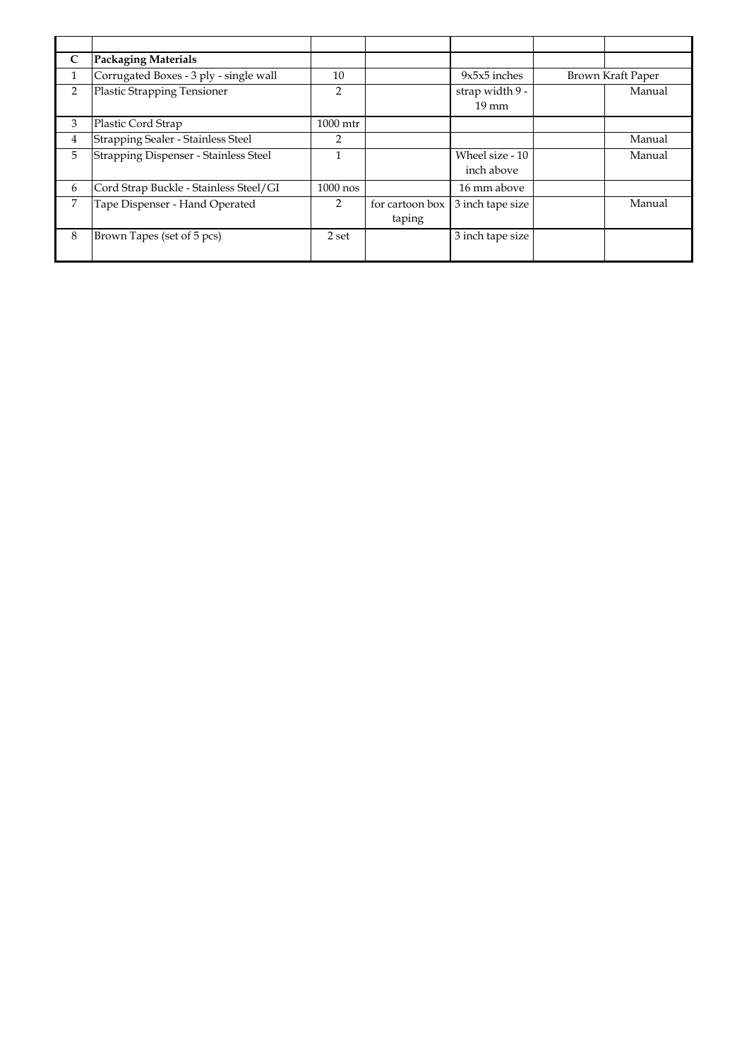| | | | | | | |
|---|---|---|---|---|---|---|
| C | **Packaging Materials** | | | | | |
| 1 | Corrugated Boxes - 3 ply - single wall | 10 | | 9x5x5 inches | Brown Kraft Paper | |
| 2 | Plastic Strapping Tensioner | 2 | | strap width 9 - 19 mm | | Manual |
| 3 | Plastic Cord Strap | 1000 mtr | | | | |
| 4 | Strapping Sealer - Stainless Steel | 2 | | | | Manual |
| 5 | Strapping Dispenser - Stainless Steel | 1 | | Wheel size - 10 inch above | | Manual |
| 6 | Cord Strap Buckle - Stainless Steel/GI | 1000 nos | | 16 mm above | | |
| 7 | Tape Dispenser - Hand Operated | 2 | for cartoon box taping | 3 inch tape size | | Manual |
| 8 | Brown Tapes (set of 5 pcs) | 2 set | | 3 inch tape size | | |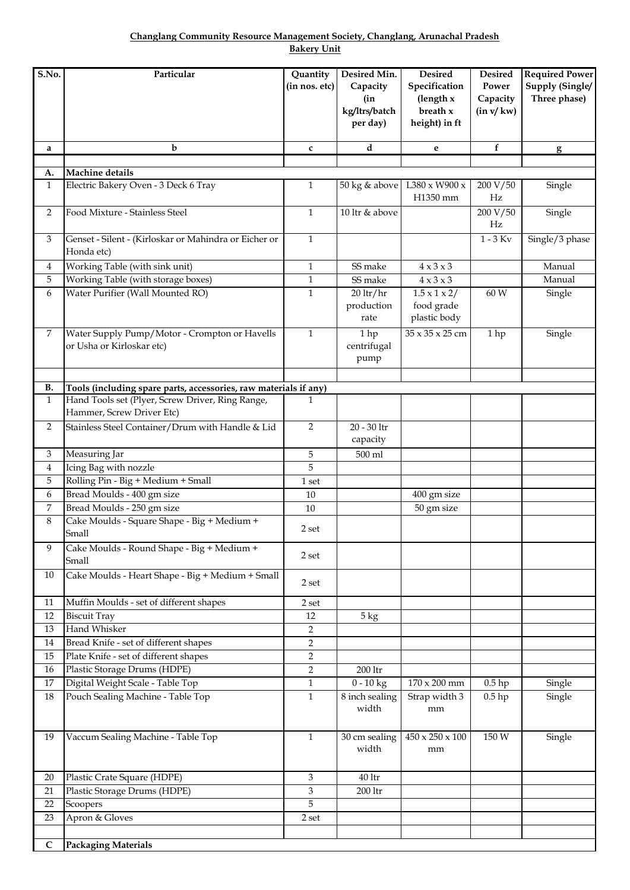**Changlang Community Resource Management Society, Changlang, Arunachal Pradesh**

**Bakery Unit**

| S.No. | Particular | Quantity (in nos. etc) | Desired Min. Capacity (in kg/ltrs/batch per day) | Desired Specification (length x breath x height) in ft | Desired Power Capacity (in v/ kw) | Required Power Supply (Single/ Three phase) |
|---|---|---|---|---|---|---|
| a | b | c | d | e | f | g |
| | | | | | | |
| A. | **Machine details** | | | | | |
| 1 | Electric Bakery Oven - 3 Deck 6 Tray | 1 | 50 kg & above | L380 x W900 x H1350 mm | 200 V/50 Hz | Single |
| 2 | Food Mixture - Stainless Steel | 1 | 10 ltr & above | | 200 V/50 Hz | Single |
| 3 | Genset - Silent - (Kirloskar or Mahindra or Eicher or Honda etc) | 1 | | | 1 - 3 Kv | Single/3 phase |
| 4 | Working Table (with sink unit) | 1 | SS make | 4 x 3 x 3 | | Manual |
| 5 | Working Table (with storage boxes) | 1 | SS make | 4 x 3 x 3 | | Manual |
| 6 | Water Purifier (Wall Mounted RO) | 1 | 20 ltr/hr production rate | 1.5 x 1 x 2/ food grade plastic body | 60 W | Single |
| 7 | Water Supply Pump/Motor - Crompton or Havells or Usha or Kirloskar etc) | 1 | 1 hp centrifugal pump | 35 x 35 x 25 cm | 1 hp | Single |
| | | | | | | |
| B. | **Tools (including spare parts, accessories, raw materials if any)** | | | | | |
| 1 | Hand Tools set (Plyer, Screw Driver, Ring Range, Hammer, Screw Driver Etc) | 1 | | | | |
| 2 | Stainless Steel Container/Drum with Handle & Lid | 2 | 20 - 30 ltr capacity | | | |
| 3 | Measuring Jar | 5 | 500 ml | | | |
| 4 | Icing Bag with nozzle | 5 | | | | |
| 5 | Rolling Pin - Big + Medium + Small | 1 set | | | | |
| 6 | Bread Moulds - 400 gm size | 10 | | 400 gm size | | |
| 7 | Bread Moulds - 250 gm size | 10 | | 50 gm size | | |
| 8 | Cake Moulds - Square Shape - Big + Medium + Small | 2 set | | | | |
| 9 | Cake Moulds - Round Shape - Big + Medium + Small | 2 set | | | | |
| 10 | Cake Moulds - Heart Shape - Big + Medium + Small | 2 set | | | | |
| 11 | Muffin Moulds - set of different shapes | 2 set | | | | |
| 12 | Biscuit Tray | 12 | 5 kg | | | |
| 13 | Hand Whisker | 2 | | | | |
| 14 | Bread Knife - set of different shapes | 2 | | | | |
| 15 | Plate Knife - set of different shapes | 2 | | | | |
| 16 | Plastic Storage Drums (HDPE) | 2 | 200 ltr | | | |
| 17 | Digital Weight Scale - Table Top | 1 | 0 - 10 kg | 170 x 200 mm | 0.5 hp | Single |
| 18 | Pouch Sealing Machine - Table Top | 1 | 8 inch sealing width | Strap width 3 mm | 0.5 hp | Single |
| 19 | Vaccum Sealing Machine - Table Top | 1 | 30 cm sealing width | 450 x 250 x 100 mm | 150 W | Single |
| 20 | Plastic Crate Square (HDPE) | 3 | 40 ltr | | | |
| 21 | Plastic Storage Drums (HDPE) | 3 | 200 ltr | | | |
| 22 | Scoopers | 5 | | | | |
| 23 | Apron & Gloves | 2 set | | | | |
| | | | | | | |
| C | **Packaging Materials** | | | | | |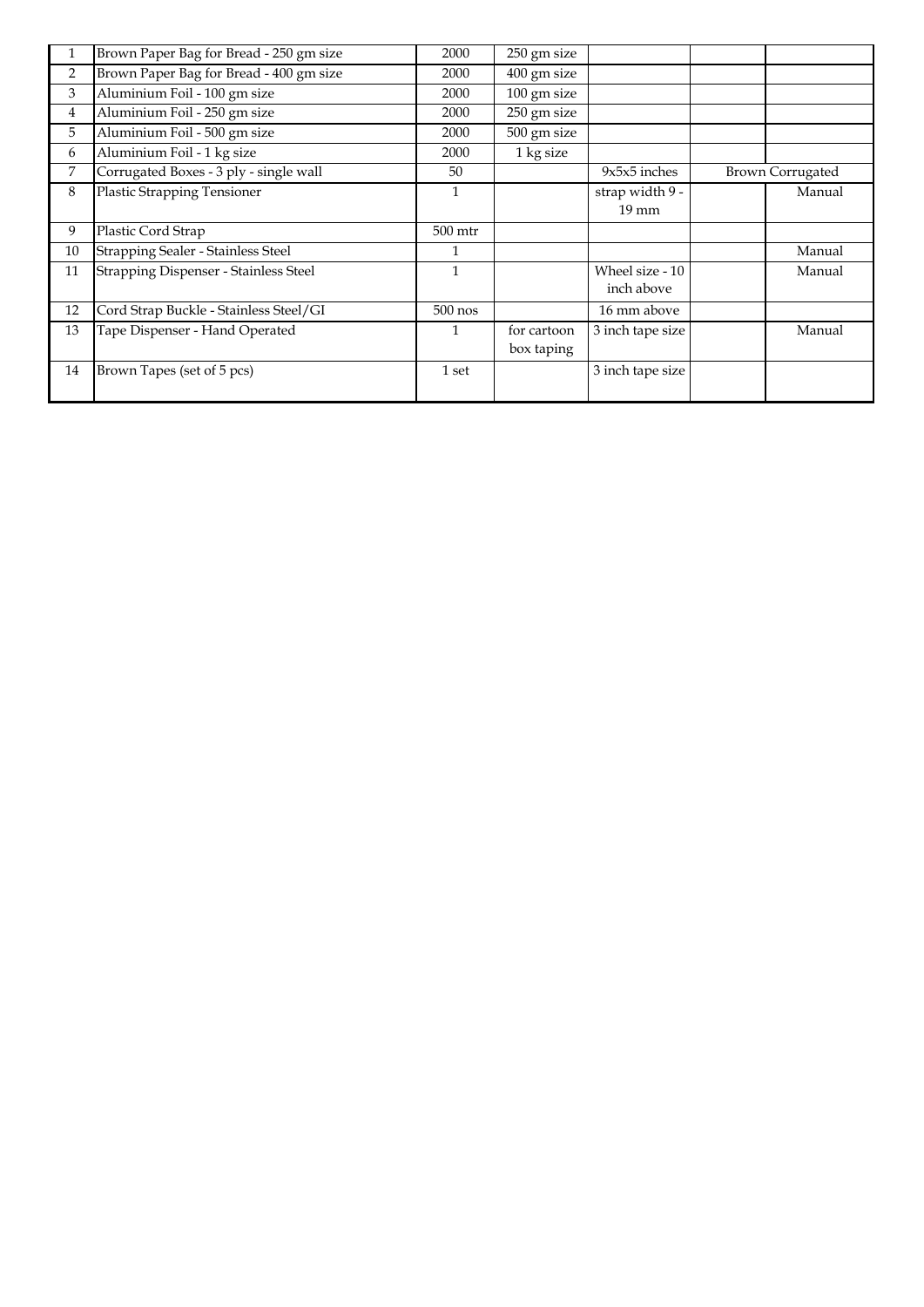| 1 | Brown Paper Bag for Bread - 250 gm size | 2000 | 250 gm size | | | |
|---|---|---|---|---|---|---|
| 2 | Brown Paper Bag for Bread - 400 gm size | 2000 | 400 gm size | | | |
| 3 | Aluminium Foil - 100 gm size | 2000 | 100 gm size | | | |
| 4 | Aluminium Foil - 250 gm size | 2000 | 250 gm size | | | |
| 5 | Aluminium Foil - 500 gm size | 2000 | 500 gm size | | | |
| 6 | Aluminium Foil - 1 kg size | 2000 | 1 kg size | | | |
| 7 | Corrugated Boxes - 3 ply - single wall | 50 | | 9x5x5 inches | Brown Corrugated | |
| 8 | Plastic Strapping Tensioner | 1 | | strap width 9 - 19 mm | | Manual |
| 9 | Plastic Cord Strap | 500 mtr | | | | |
| 10 | Strapping Sealer - Stainless Steel | 1 | | | | Manual |
| 11 | Strapping Dispenser - Stainless Steel | 1 | | Wheel size - 10 inch above | | Manual |
| 12 | Cord Strap Buckle - Stainless Steel/GI | 500 nos | | 16 mm above | | |
| 13 | Tape Dispenser - Hand Operated | 1 | for cartoon box taping | 3 inch tape size | | Manual |
| 14 | Brown Tapes (set of 5 pcs) | 1 set | | 3 inch tape size | | |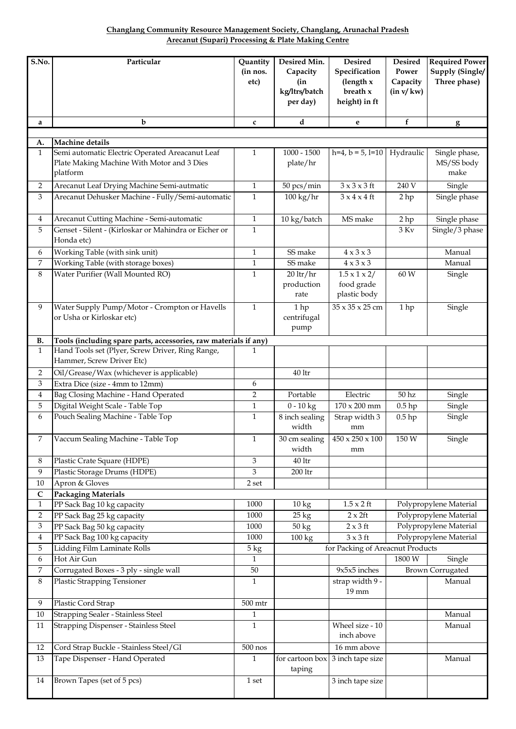**Changlang Community Resource Management Society, Changlang, Arunachal Pradesh**
**Arecanut (Supari) Processing & Plate Making Centre**

| S.No. | Particular | Quantity (in nos. etc) | Desired Min. Capacity (in kg/ltrs/batch per day) | Desired Specification (length x breath x height) in ft | Desired Power Capacity (in v/ kw) | Required Power Supply (Single/ Three phase) |
|---|---|---|---|---|---|---|
| a | b | c | d | e | f | g |
| **A.** | **Machine details** | | | | | |
| 1 | Semi automatic Electric Operated Areacanut Leaf Plate Making Machine With Motor and 3 Dies platform | 1 | 1000 - 1500 plate/hr | h=4, b = 5, l=10 | Hydraulic | Single phase, MS/SS body make |
| 2 | Arecanut Leaf Drying Machine Semi-autmatic | 1 | 50 pcs/min | 3 x 3 x 3 ft | 240 V | Single |
| 3 | Arecanut Dehusker Machine - Fully/Semi-automatic | 1 | 100 kg/hr | 3 x 4 x 4 ft | 2 hp | Single phase |
| 4 | Arecanut Cutting Machine - Semi-automatic | 1 | 10 kg/batch | MS make | 2 hp | Single phase |
| 5 | Genset - Silent - (Kirloskar or Mahindra or Eicher or Honda etc) | 1 | | | 3 Kv | Single/3 phase |
| 6 | Working Table (with sink unit) | 1 | SS make | 4 x 3 x 3 | | Manual |
| 7 | Working Table (with storage boxes) | 1 | SS make | 4 x 3 x 3 | | Manual |
| 8 | Water Purifier (Wall Mounted RO) | 1 | 20 ltr/hr production rate | 1.5 x 1 x 2/ food grade plastic body | 60 W | Single |
| 9 | Water Supply Pump/Motor - Crompton or Havells or Usha or Kirloskar etc) | 1 | 1 hp centrifugal pump | 35 x 35 x 25 cm | 1 hp | Single |
| **B.** | **Tools (including spare parts, accessories, raw materials if any)** | | | | | |
| 1 | Hand Tools set (Plyer, Screw Driver, Ring Range, Hammer, Screw Driver Etc) | 1 | | | | |
| 2 | Oil/Grease/Wax (whichever is applicable) | | 40 ltr | | | |
| 3 | Extra Dice (size - 4mm to 12mm) | 6 | | | | |
| 4 | Bag Closing Machine - Hand Operated | 2 | Portable | Electric | 50 hz | Single |
| 5 | Digital Weight Scale - Table Top | 1 | 0 - 10 kg | 170 x 200 mm | 0.5 hp | Single |
| 6 | Pouch Sealing Machine - Table Top | 1 | 8 inch sealing width | Strap width 3 mm | 0.5 hp | Single |
| 7 | Vaccum Sealing Machine - Table Top | 1 | 30 cm sealing width | 450 x 250 x 100 mm | 150 W | Single |
| 8 | Plastic Crate Square (HDPE) | 3 | 40 ltr | | | |
| 9 | Plastic Storage Drums (HDPE) | 3 | 200 ltr | | | |
| 10 | Apron & Gloves | 2 set | | | | |
| **C** | **Packaging Materials** | | | | | |
| 1 | PP Sack Bag 10 kg capacity | 1000 | 10 kg | 1.5 x 2 ft | Polypropylene Material | |
| 2 | PP Sack Bag 25 kg capacity | 1000 | 25 kg | 2 x 2ft | Polypropylene Material | |
| 3 | PP Sack Bag 50 kg capacity | 1000 | 50 kg | 2 x 3 ft | Polypropylene Material | |
| 4 | PP Sack Bag 100 kg capacity | 1000 | 100 kg | 3 x 3 ft | Polypropylene Material | |
| 5 | Lidding Film Laminate Rolls | 5 kg | for Packing of Areacnut Products | | | |
| 6 | Hot Air Gun | 1 | | | 1800 W | Single |
| 7 | Corrugated Boxes - 3 ply - single wall | 50 | | 9x5x5 inches | Brown Corrugated | |
| 8 | Plastic Strapping Tensioner | 1 | | strap width 9 - 19 mm | | Manual |
| 9 | Plastic Cord Strap | 500 mtr | | | | |
| 10 | Strapping Sealer - Stainless Steel | 1 | | | | Manual |
| 11 | Strapping Dispenser - Stainless Steel | 1 | | Wheel size - 10 inch above | | Manual |
| 12 | Cord Strap Buckle - Stainless Steel/GI | 500 nos | | 16 mm above | | |
| 13 | Tape Dispenser - Hand Operated | 1 | for cartoon box taping | 3 inch tape size | | Manual |
| 14 | Brown Tapes (set of 5 pcs) | 1 set | | 3 inch tape size | | |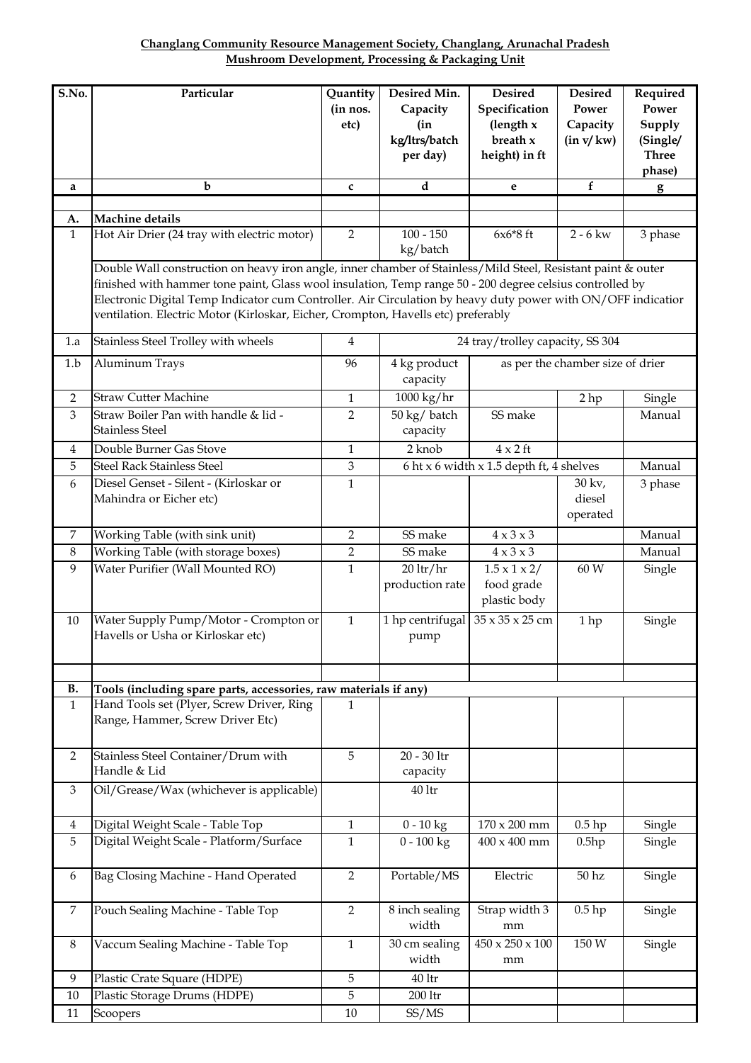**Changlang Community Resource Management Society, Changlang, Arunachal Pradesh**
**Mushroom Development, Processing & Packaging Unit**

| S.No. | Particular | Quantity (in nos. etc) | Desired Min. Capacity (in kg/ltrs/batch per day) | Desired Specification (length x breath x height) in ft | Desired Power Capacity (in v/ kw) | Required Power Supply (Single/ Three phase) |
|---|---|---|---|---|---|---|
| a | b | c | d | e | f | g |
| | | | | | | |
| A. | **Machine details** | | | | | |
| 1 | Hot Air Drier (24 tray with electric motor) | 2 | 100 - 150 kg/batch | 6x6*8 ft | 2 - 6 kw | 3 phase |
| | Double Wall construction on heavy iron angle, inner chamber of Stainless/Mild Steel, Resistant paint & outer finished with hammer tone paint, Glass wool insulation, Temp range 50 - 200 degree celsius controlled by Electronic Digital Temp Indicator cum Controller. Air Circulation by heavy duty power with ON/OFF indicatior ventilation. Electric Motor (Kirloskar, Eicher, Crompton, Havells etc) preferably | | | | | |
| 1.a | Stainless Steel Trolley with wheels | 4 | 24 tray/trolley capacity, SS 304 | | | |
| 1.b | Aluminum Trays | 96 | 4 kg product capacity | as per the chamber size of drier | | |
| 2 | Straw Cutter Machine | 1 | 1000 kg/hr | | 2 hp | Single |
| 3 | Straw Boiler Pan with handle & lid - Stainless Steel | 2 | 50 kg/ batch capacity | SS make | | Manual |
| 4 | Double Burner Gas Stove | 1 | 2 knob | 4 x 2 ft | | |
| 5 | Steel Rack Stainless Steel | 3 | 6 ht x 6 width x 1.5 depth ft, 4 shelves | | | Manual |
| 6 | Diesel Genset - Silent - (Kirloskar or Mahindra or Eicher etc) | 1 | | | 30 kv, diesel operated | 3 phase |
| 7 | Working Table (with sink unit) | 2 | SS make | 4 x 3 x 3 | | Manual |
| 8 | Working Table (with storage boxes) | 2 | SS make | 4 x 3 x 3 | | Manual |
| 9 | Water Purifier (Wall Mounted RO) | 1 | 20 ltr/hr production rate | 1.5 x 1 x 2/ food grade plastic body | 60 W | Single |
| 10 | Water Supply Pump/Motor - Crompton or Havells or Usha or Kirloskar etc) | 1 | 1 hp centrifugal pump | 35 x 35 x 25 cm | 1 hp | Single |
| | | | | | | |
| B. | **Tools (including spare parts, accessories, raw materials if any)** | | | | | |
| 1 | Hand Tools set (Plyer, Screw Driver, Ring Range, Hammer, Screw Driver Etc) | 1 | | | | |
| 2 | Stainless Steel Container/Drum with Handle & Lid | 5 | 20 - 30 ltr capacity | | | |
| 3 | Oil/Grease/Wax (whichever is applicable) | | 40 ltr | | | |
| 4 | Digital Weight Scale - Table Top | 1 | 0 - 10 kg | 170 x 200 mm | 0.5 hp | Single |
| 5 | Digital Weight Scale - Platform/Surface | 1 | 0 - 100 kg | 400 x 400 mm | 0.5hp | Single |
| 6 | Bag Closing Machine - Hand Operated | 2 | Portable/MS | Electric | 50 hz | Single |
| 7 | Pouch Sealing Machine - Table Top | 2 | 8 inch sealing width | Strap width 3 mm | 0.5 hp | Single |
| 8 | Vaccum Sealing Machine - Table Top | 1 | 30 cm sealing width | 450 x 250 x 100 mm | 150 W | Single |
| 9 | Plastic Crate Square (HDPE) | 5 | 40 ltr | | | |
| 10 | Plastic Storage Drums (HDPE) | 5 | 200 ltr | | | |
| 11 | Scoopers | 10 | SS/MS | | | |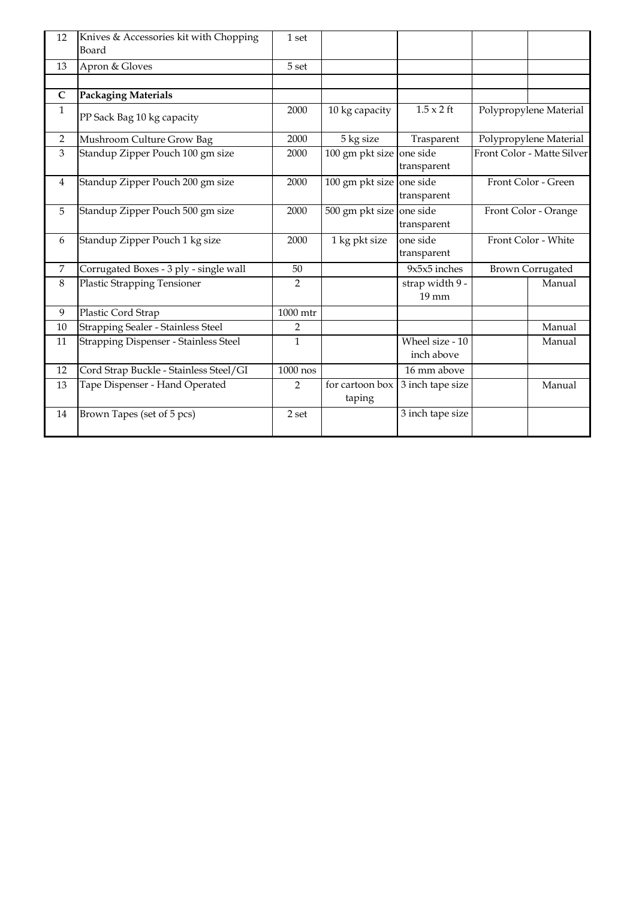| | | | | | | |
|---|---|---|---|---|---|---|
| 12 | Knives & Accessories kit with Chopping Board | 1 set | | | | |
| 13 | Apron & Gloves | 5 set | | | | |
| | | | | | | |
| C | **Packaging Materials** | | | | | |
| 1 | PP Sack Bag 10 kg capacity | 2000 | 10 kg capacity | 1.5 x 2 ft | Polypropylene Material | |
| 2 | Mushroom Culture Grow Bag | 2000 | 5 kg size | Trasparent | Polypropylene Material | |
| 3 | Standup Zipper Pouch 100 gm size | 2000 | 100 gm pkt size | one side transparent | Front Color - Matte Silver | |
| 4 | Standup Zipper Pouch 200 gm size | 2000 | 100 gm pkt size | one side transparent | Front Color - Green | |
| 5 | Standup Zipper Pouch 500 gm size | 2000 | 500 gm pkt size | one side transparent | Front Color - Orange | |
| 6 | Standup Zipper Pouch 1 kg size | 2000 | 1 kg pkt size | one side transparent | Front Color - White | |
| 7 | Corrugated Boxes - 3 ply - single wall | 50 | | 9x5x5 inches | Brown Corrugated | |
| 8 | Plastic Strapping Tensioner | 2 | | strap width 9 - 19 mm | | Manual |
| 9 | Plastic Cord Strap | 1000 mtr | | | | |
| 10 | Strapping Sealer - Stainless Steel | 2 | | | | Manual |
| 11 | Strapping Dispenser - Stainless Steel | 1 | | Wheel size - 10 inch above | | Manual |
| 12 | Cord Strap Buckle - Stainless Steel/GI | 1000 nos | | 16 mm above | | |
| 13 | Tape Dispenser - Hand Operated | 2 | for cartoon box taping | 3 inch tape size | | Manual |
| 14 | Brown Tapes (set of 5 pcs) | 2 set | | 3 inch tape size | | |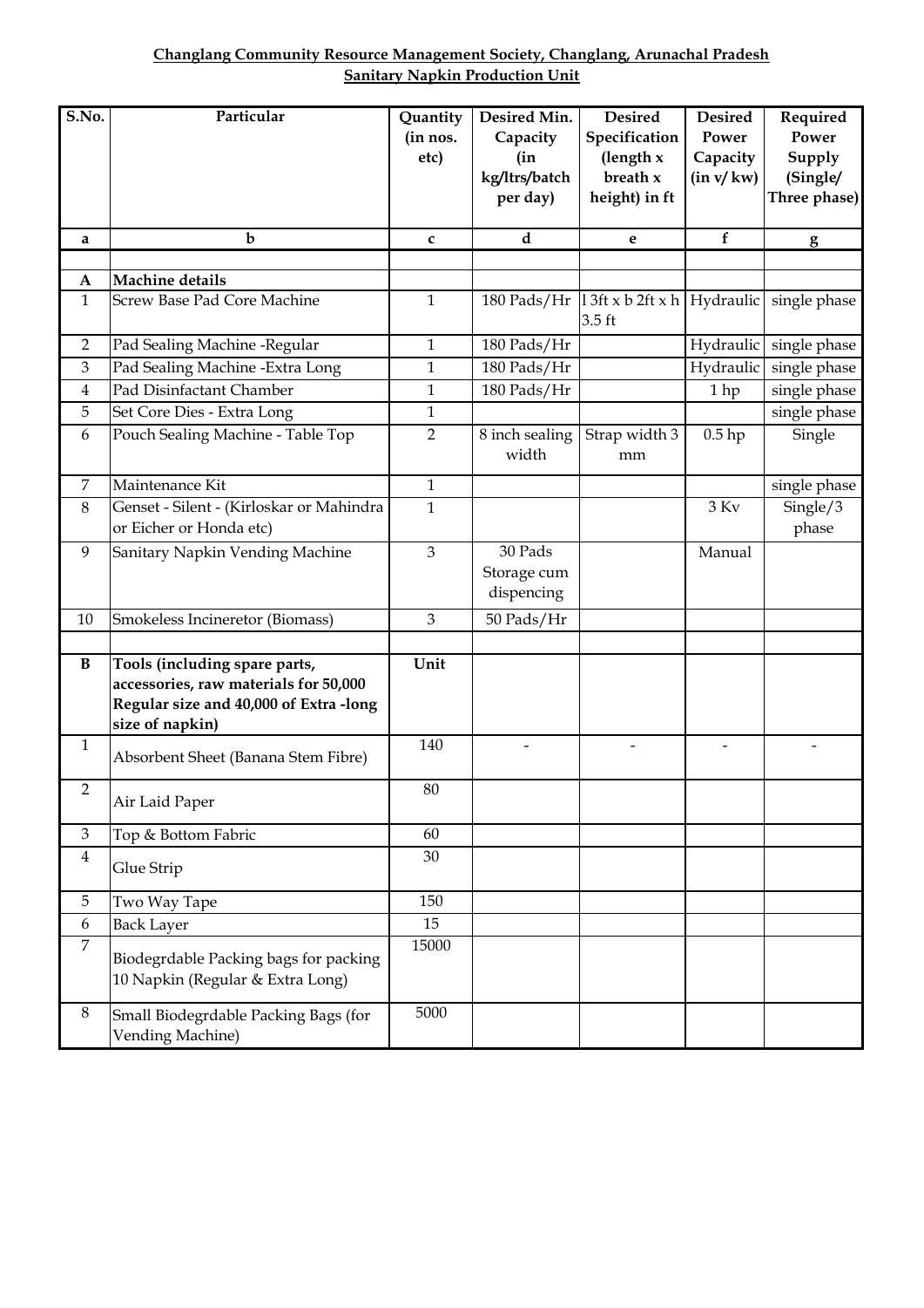**Changlang Community Resource Management Society, Changlang, Arunachal Pradesh**
**Sanitary Napkin Production Unit**

| S.No. | Particular | Quantity (in nos. etc) | Desired Min. Capacity (in kg/ltrs/batch per day) | Desired Specification (length x breath x height) in ft | Desired Power Capacity (in v/ kw) | Required Power Supply (Single/ Three phase) |
|---|---|---|---|---|---|---|
| a | b | c | d | e | f | g |
| | | | | | | |
| **A** | **Machine details** | | | | | |
| 1 | Screw Base Pad Core Machine | 1 | 180 Pads/Hr | l 3ft x b 2ft x h 3.5 ft | Hydraulic | single phase |
| 2 | Pad Sealing Machine -Regular | 1 | 180 Pads/Hr | | Hydraulic | single phase |
| 3 | Pad Sealing Machine -Extra Long | 1 | 180 Pads/Hr | | Hydraulic | single phase |
| 4 | Pad Disinfactant Chamber | 1 | 180 Pads/Hr | | 1 hp | single phase |
| 5 | Set Core Dies - Extra Long | 1 | | | | single phase |
| 6 | Pouch Sealing Machine - Table Top | 2 | 8 inch sealing width | Strap width 3 mm | 0.5 hp | Single |
| 7 | Maintenance Kit | 1 | | | | single phase |
| 8 | Genset - Silent - (Kirloskar or Mahindra or Eicher or Honda etc) | 1 | | | 3 Kv | Single/3 phase |
| 9 | Sanitary Napkin Vending Machine | 3 | 30 Pads Storage cum dispencing | | Manual | |
| 10 | Smokeless Incineretor (Biomass) | 3 | 50 Pads/Hr | | | |
| | | | | | | |
| **B** | **Tools (including spare parts, accessories, raw materials for 50,000 Regular size and 40,000 of Extra -long size of napkin)** | **Unit** | | | | |
| 1 | Absorbent Sheet (Banana Stem Fibre) | 140 | - | - | - | - |
| 2 | Air Laid Paper | 80 | | | | |
| 3 | Top & Bottom Fabric | 60 | | | | |
| 4 | Glue Strip | 30 | | | | |
| 5 | Two Way Tape | 150 | | | | |
| 6 | Back Layer | 15 | | | | |
| 7 | Biodegrdable Packing bags for packing 10 Napkin (Regular & Extra Long) | 15000 | | | | |
| 8 | Small Biodegrdable Packing Bags (for Vending Machine) | 5000 | | | | |